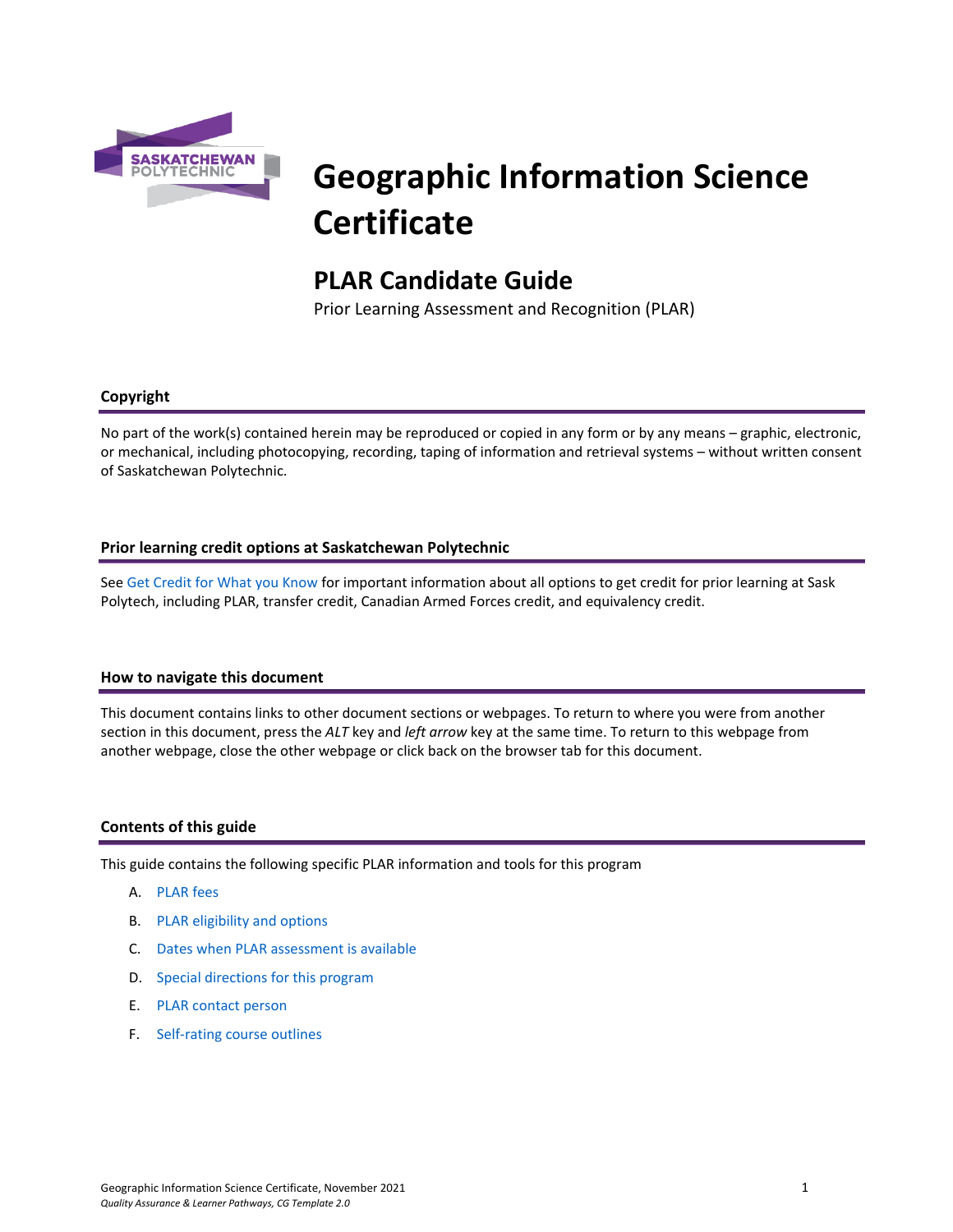# Geographic Information Science Certificate

## PLAR Candidate Guide

Prior Learning Assessment and Recognition (PLAR)

### Copyright

No part of the work(s) contained herein may be reproduced or copied in any form or by any means – graphic, electronic, or mechanical, including photocopying, recording, taping of information and retrieval systems – without written consent of Saskatchewan Polytechnic.

### Prior learning credit options at Saskatchewan Polytechnic

See Get Credit for What you Know for important information about all options to get credit for prior learning at Sask Polytech, including PLAR, transfer credit, Canadian Armed Forces credit, and equivalency credit.

### How to navigate this document

This document contains links to other document sections or webpages. To return to where you were from another section in this document, press the *ALT* key and *left arrow* key at the same time. To return to this webpage from another webpage, close the other webpage or click back on the browser tab for this document.

### Contents of this guide

This guide contains the following specific PLAR information and tools for this program

A. PLAR fees
B. PLAR eligibility and options
C. Dates when PLAR assessment is available
D. Special directions for this program
E. PLAR contact person
F. Self-rating course outlines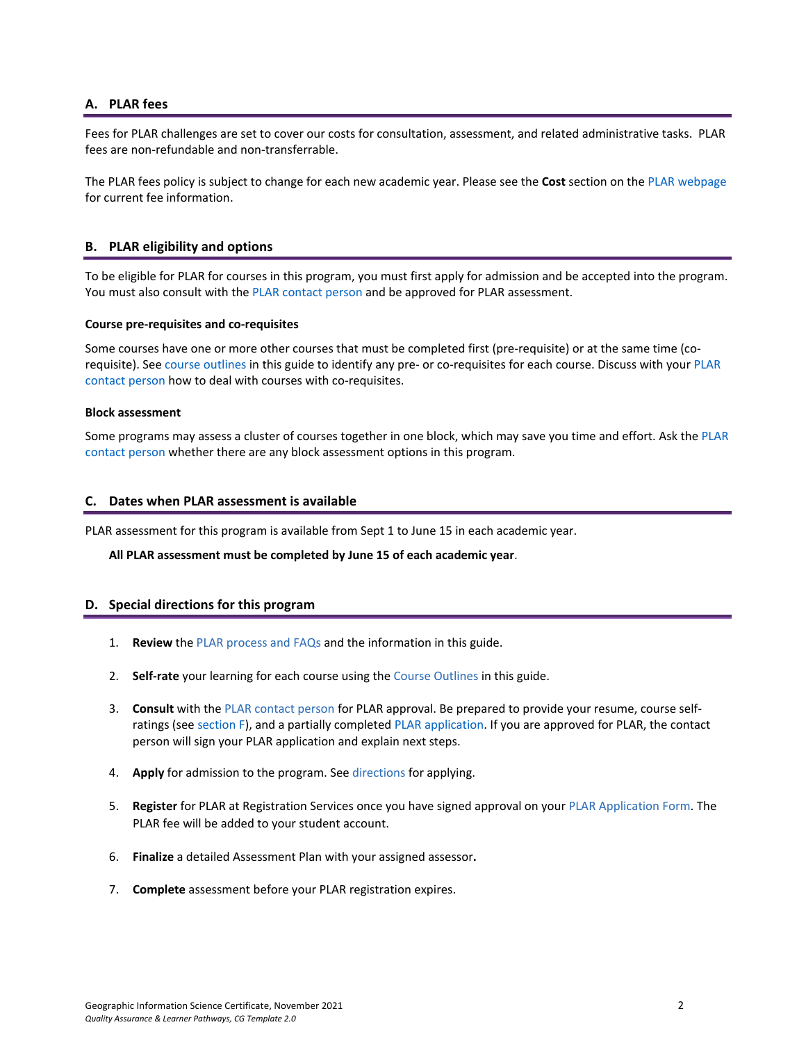## A. PLAR fees

Fees for PLAR challenges are set to cover our costs for consultation, assessment, and related administrative tasks. PLAR fees are non-refundable and non-transferrable.

The PLAR fees policy is subject to change for each new academic year. Please see the **Cost** section on the PLAR webpage for current fee information.

## B. PLAR eligibility and options

To be eligible for PLAR for courses in this program, you must first apply for admission and be accepted into the program. You must also consult with the PLAR contact person and be approved for PLAR assessment.

#### Course pre-requisites and co-requisites

Some courses have one or more other courses that must be completed first (pre-requisite) or at the same time (co-requisite). See course outlines in this guide to identify any pre- or co-requisites for each course. Discuss with your PLAR contact person how to deal with courses with co-requisites.

#### Block assessment

Some programs may assess a cluster of courses together in one block, which may save you time and effort. Ask the PLAR contact person whether there are any block assessment options in this program.

## C. Dates when PLAR assessment is available

PLAR assessment for this program is available from Sept 1 to June 15 in each academic year.

**All PLAR assessment must be completed by June 15 of each academic year**.

## D. Special directions for this program

1. **Review** the PLAR process and FAQs and the information in this guide.
2. **Self-rate** your learning for each course using the Course Outlines in this guide.
3. **Consult** with the PLAR contact person for PLAR approval. Be prepared to provide your resume, course self-ratings (see section F), and a partially completed PLAR application. If you are approved for PLAR, the contact person will sign your PLAR application and explain next steps.
4. **Apply** for admission to the program. See directions for applying.
5. **Register** for PLAR at Registration Services once you have signed approval on your PLAR Application Form. The PLAR fee will be added to your student account.
6. **Finalize** a detailed Assessment Plan with your assigned assessor**.**
7. **Complete** assessment before your PLAR registration expires.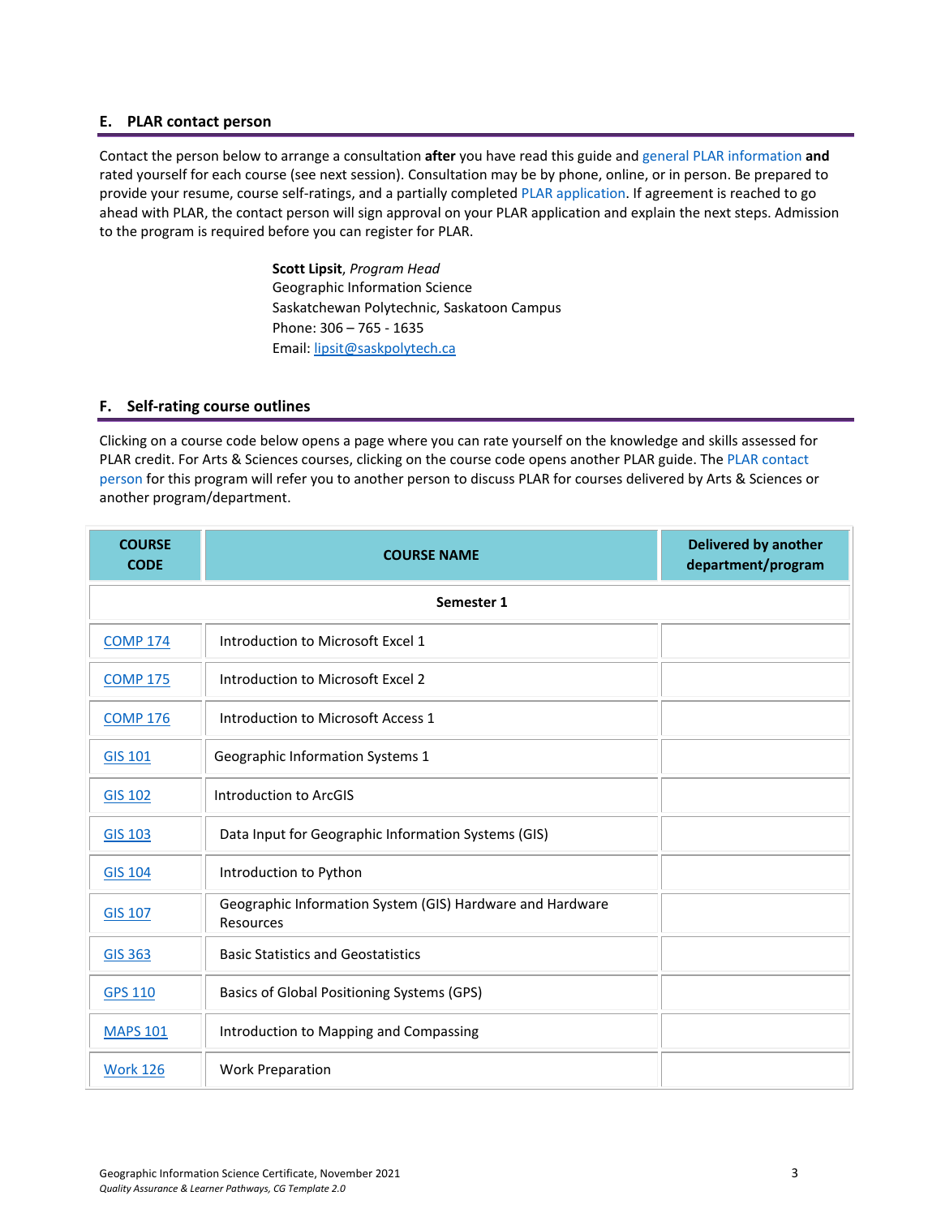## E. PLAR contact person

Contact the person below to arrange a consultation **after** you have read this guide and general PLAR information **and** rated yourself for each course (see next session). Consultation may be by phone, online, or in person. Be prepared to provide your resume, course self-ratings, and a partially completed PLAR application. If agreement is reached to go ahead with PLAR, the contact person will sign approval on your PLAR application and explain the next steps. Admission to the program is required before you can register for PLAR.

**Scott Lipsit**, *Program Head*
Geographic Information Science
Saskatchewan Polytechnic, Saskatoon Campus
Phone: 306 – 765 - 1635
Email: lipsit@saskpolytech.ca

## F. Self-rating course outlines

Clicking on a course code below opens a page where you can rate yourself on the knowledge and skills assessed for PLAR credit. For Arts & Sciences courses, clicking on the course code opens another PLAR guide. The PLAR contact person for this program will refer you to another person to discuss PLAR for courses delivered by Arts & Sciences or another program/department.

| COURSE CODE | COURSE NAME | Delivered by another department/program |
|---|---|---|
| | **Semester 1** | |
| COMP 174 | Introduction to Microsoft Excel 1 | |
| COMP 175 | Introduction to Microsoft Excel 2 | |
| COMP 176 | Introduction to Microsoft Access 1 | |
| GIS 101 | Geographic Information Systems 1 | |
| GIS 102 | Introduction to ArcGIS | |
| GIS 103 | Data Input for Geographic Information Systems (GIS) | |
| GIS 104 | Introduction to Python | |
| GIS 107 | Geographic Information System (GIS) Hardware and Hardware Resources | |
| GIS 363 | Basic Statistics and Geostatistics | |
| GPS 110 | Basics of Global Positioning Systems (GPS) | |
| MAPS 101 | Introduction to Mapping and Compassing | |
| Work 126 | Work Preparation | |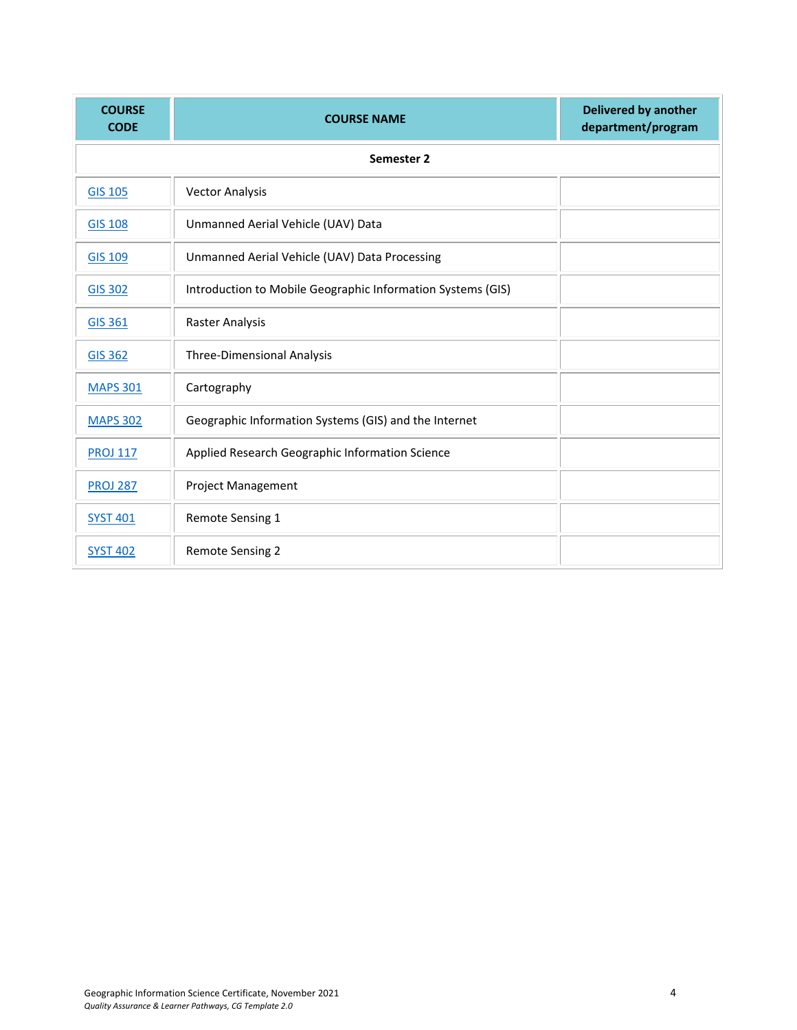| COURSE CODE | COURSE NAME | Delivered by another department/program |
|---|---|---|
| | **Semester 2** | |
| GIS 105 | Vector Analysis | |
| GIS 108 | Unmanned Aerial Vehicle (UAV) Data | |
| GIS 109 | Unmanned Aerial Vehicle (UAV) Data Processing | |
| GIS 302 | Introduction to Mobile Geographic Information Systems (GIS) | |
| GIS 361 | Raster Analysis | |
| GIS 362 | Three-Dimensional Analysis | |
| MAPS 301 | Cartography | |
| MAPS 302 | Geographic Information Systems (GIS) and the Internet | |
| PROJ 117 | Applied Research Geographic Information Science | |
| PROJ 287 | Project Management | |
| SYST 401 | Remote Sensing 1 | |
| SYST 402 | Remote Sensing 2 | |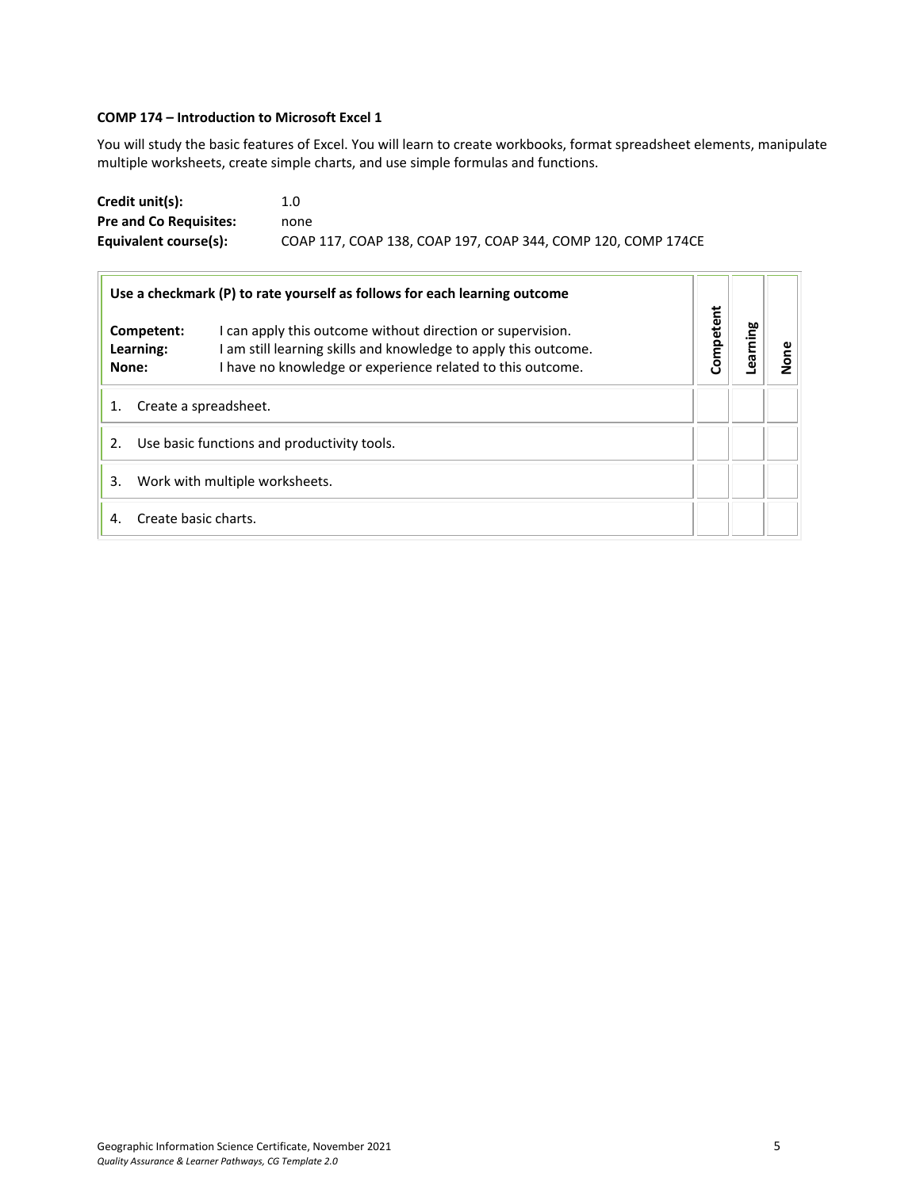**COMP 174 – Introduction to Microsoft Excel 1**

You will study the basic features of Excel. You will learn to create workbooks, format spreadsheet elements, manipulate multiple worksheets, create simple charts, and use simple formulas and functions.

**Credit unit(s):** 1.0
**Pre and Co Requisites:** none
**Equivalent course(s):** COAP 117, COAP 138, COAP 197, COAP 344, COMP 120, COMP 174CE

| **Use a checkmark (P) to rate yourself as follows for each learning outcome**<br><br>**Competent:** I can apply this outcome without direction or supervision.<br>**Learning:** I am still learning skills and knowledge to apply this outcome.<br>**None:** I have no knowledge or experience related to this outcome. | **Competent** | **Learning** | **None** |
|---|---|---|---|
| 1. Create a spreadsheet. | | | |
| 2. Use basic functions and productivity tools. | | | |
| 3. Work with multiple worksheets. | | | |
| 4. Create basic charts. | | | |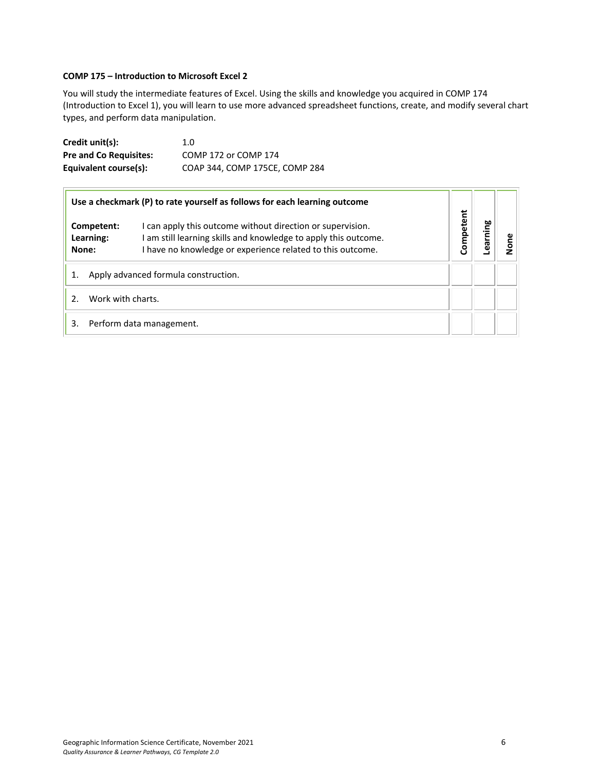**COMP 175 – Introduction to Microsoft Excel 2**

You will study the intermediate features of Excel. Using the skills and knowledge you acquired in COMP 174 (Introduction to Excel 1), you will learn to use more advanced spreadsheet functions, create, and modify several chart types, and perform data manipulation.

**Credit unit(s):** 1.0
**Pre and Co Requisites:** COMP 172 or COMP 174
**Equivalent course(s):** COAP 344, COMP 175CE, COMP 284

| **Use a checkmark (P) to rate yourself as follows for each learning outcome**<br><br>**Competent:** I can apply this outcome without direction or supervision.<br>**Learning:** I am still learning skills and knowledge to apply this outcome.<br>**None:** I have no knowledge or experience related to this outcome. | **Competent** | **Learning** | **None** |
|---|---|---|---|
| 1. Apply advanced formula construction. | | | |
| 2. Work with charts. | | | |
| 3. Perform data management. | | | |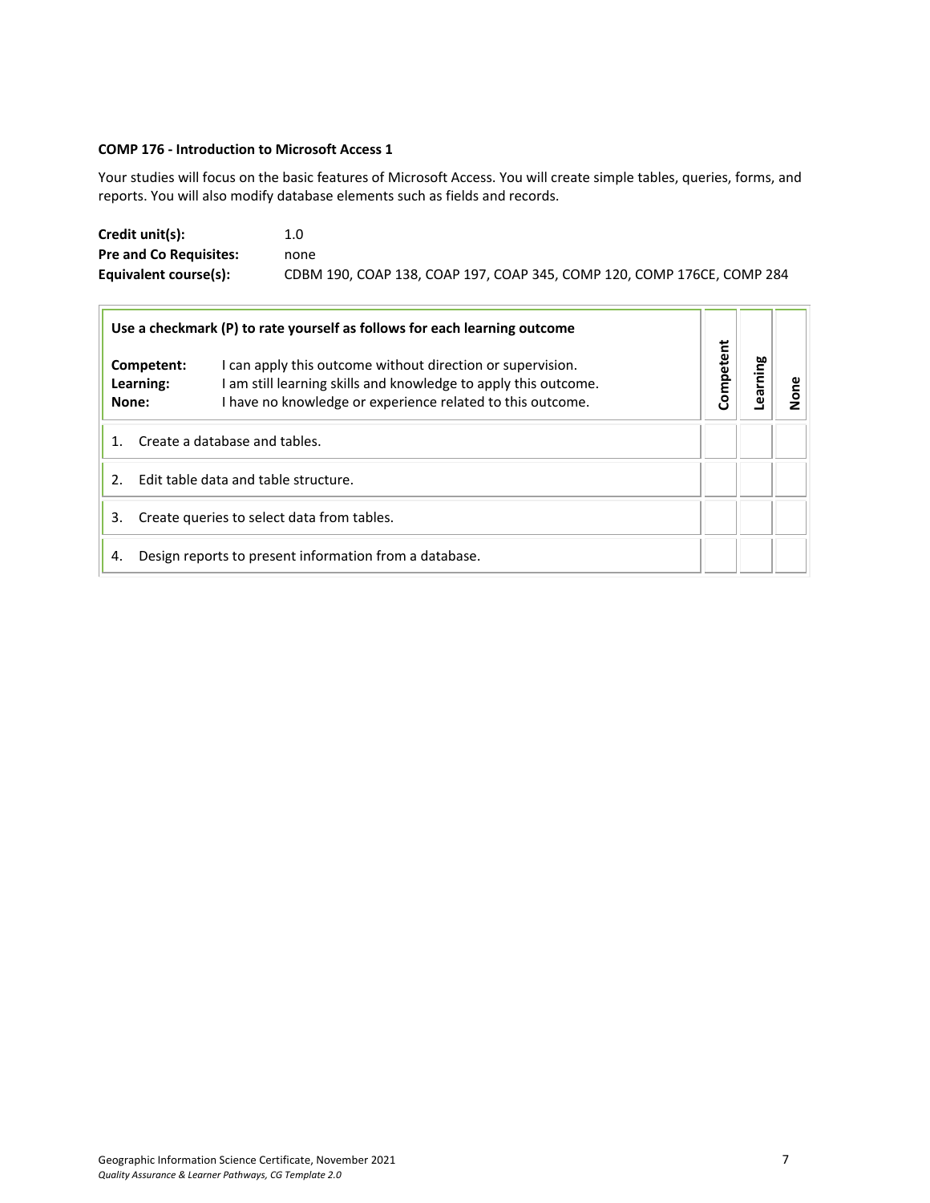**COMP 176 - Introduction to Microsoft Access 1**

Your studies will focus on the basic features of Microsoft Access. You will create simple tables, queries, forms, and reports. You will also modify database elements such as fields and records.

**Credit unit(s):** 1.0
**Pre and Co Requisites:** none
**Equivalent course(s):** CDBM 190, COAP 138, COAP 197, COAP 345, COMP 120, COMP 176CE, COMP 284

| **Use a checkmark (P) to rate yourself as follows for each learning outcome**<br><br>**Competent:** I can apply this outcome without direction or supervision.<br>**Learning:** I am still learning skills and knowledge to apply this outcome.<br>**None:** I have no knowledge or experience related to this outcome. | **Competent** | **Learning** | **None** |
|---|---|---|---|
| 1. Create a database and tables. | | | |
| 2. Edit table data and table structure. | | | |
| 3. Create queries to select data from tables. | | | |
| 4. Design reports to present information from a database. | | | |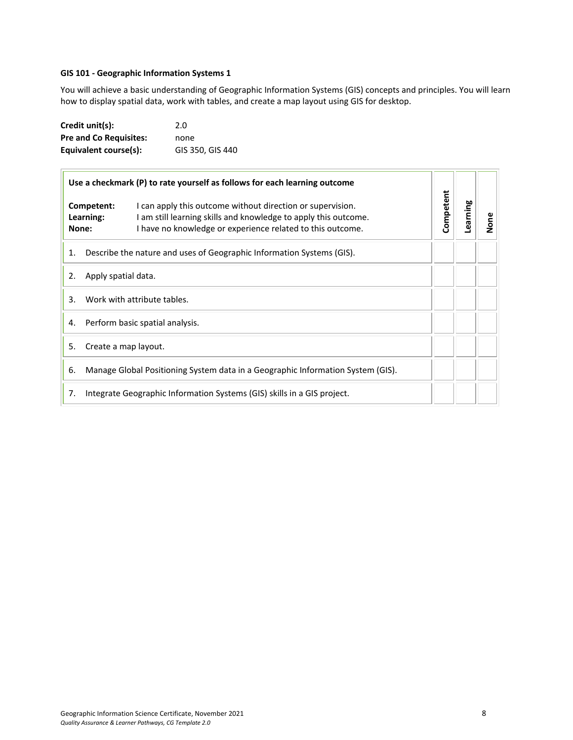**GIS 101 - Geographic Information Systems 1**

You will achieve a basic understanding of Geographic Information Systems (GIS) concepts and principles. You will learn how to display spatial data, work with tables, and create a map layout using GIS for desktop.

**Credit unit(s):** 2.0
**Pre and Co Requisites:** none
**Equivalent course(s):** GIS 350, GIS 440

| Use a checkmark (P) to rate yourself as follows for each learning outcome<br><br>**Competent:** I can apply this outcome without direction or supervision.<br>**Learning:** I am still learning skills and knowledge to apply this outcome.<br>**None:** I have no knowledge or experience related to this outcome. | Competent | Learning | None |
|---|---|---|---|
| 1. Describe the nature and uses of Geographic Information Systems (GIS). | | | |
| 2. Apply spatial data. | | | |
| 3. Work with attribute tables. | | | |
| 4. Perform basic spatial analysis. | | | |
| 5. Create a map layout. | | | |
| 6. Manage Global Positioning System data in a Geographic Information System (GIS). | | | |
| 7. Integrate Geographic Information Systems (GIS) skills in a GIS project. | | | |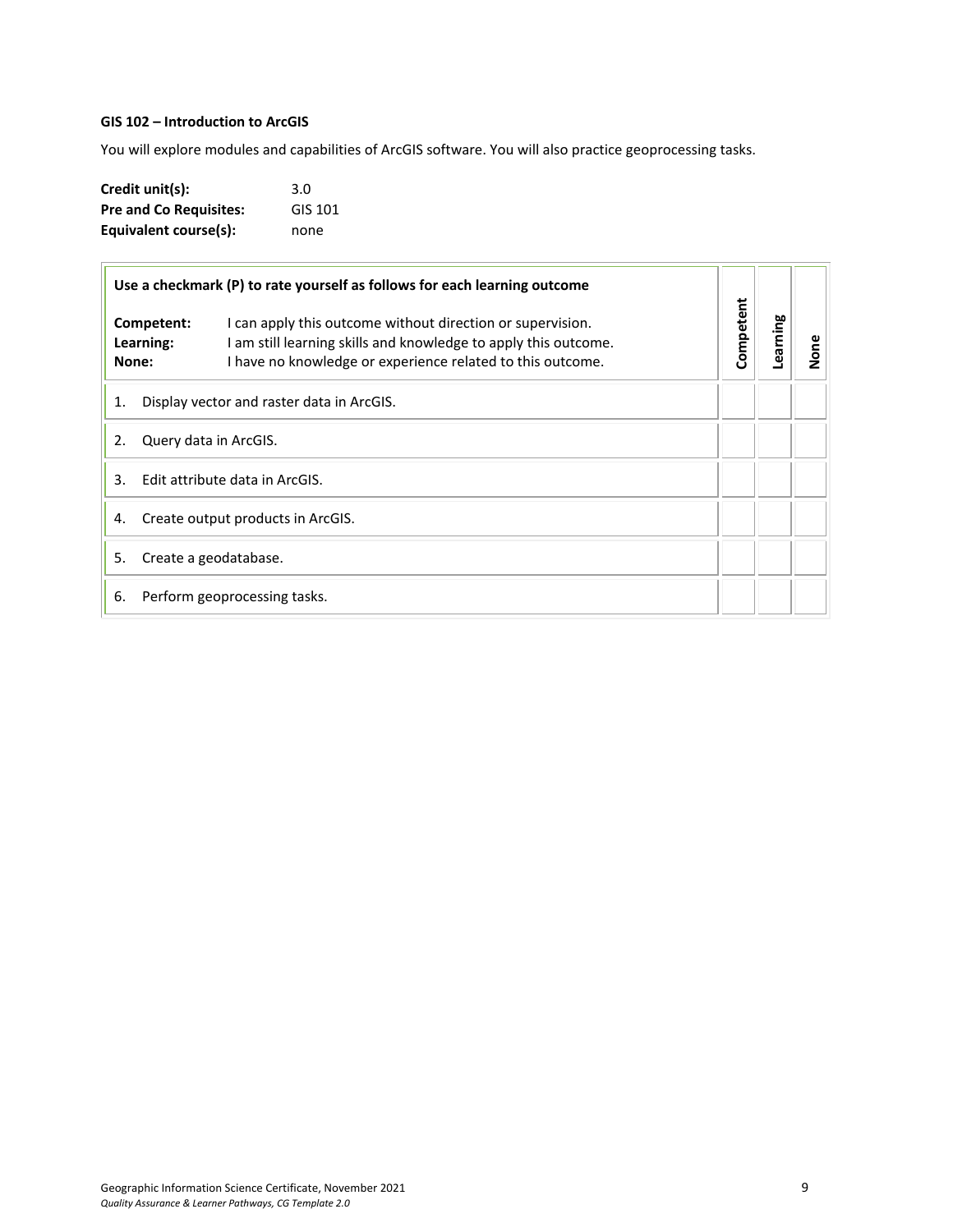**GIS 102 – Introduction to ArcGIS**

You will explore modules and capabilities of ArcGIS software. You will also practice geoprocessing tasks.

**Credit unit(s):** 3.0
**Pre and Co Requisites:** GIS 101
**Equivalent course(s):** none

| **Use a checkmark (P) to rate yourself as follows for each learning outcome**<br><br>**Competent:** I can apply this outcome without direction or supervision.<br>**Learning:** I am still learning skills and knowledge to apply this outcome.<br>**None:** I have no knowledge or experience related to this outcome. | **Competent** | **Learning** | **None** |
|---|---|---|---|
| 1. Display vector and raster data in ArcGIS. | | | |
| 2. Query data in ArcGIS. | | | |
| 3. Edit attribute data in ArcGIS. | | | |
| 4. Create output products in ArcGIS. | | | |
| 5. Create a geodatabase. | | | |
| 6. Perform geoprocessing tasks. | | | |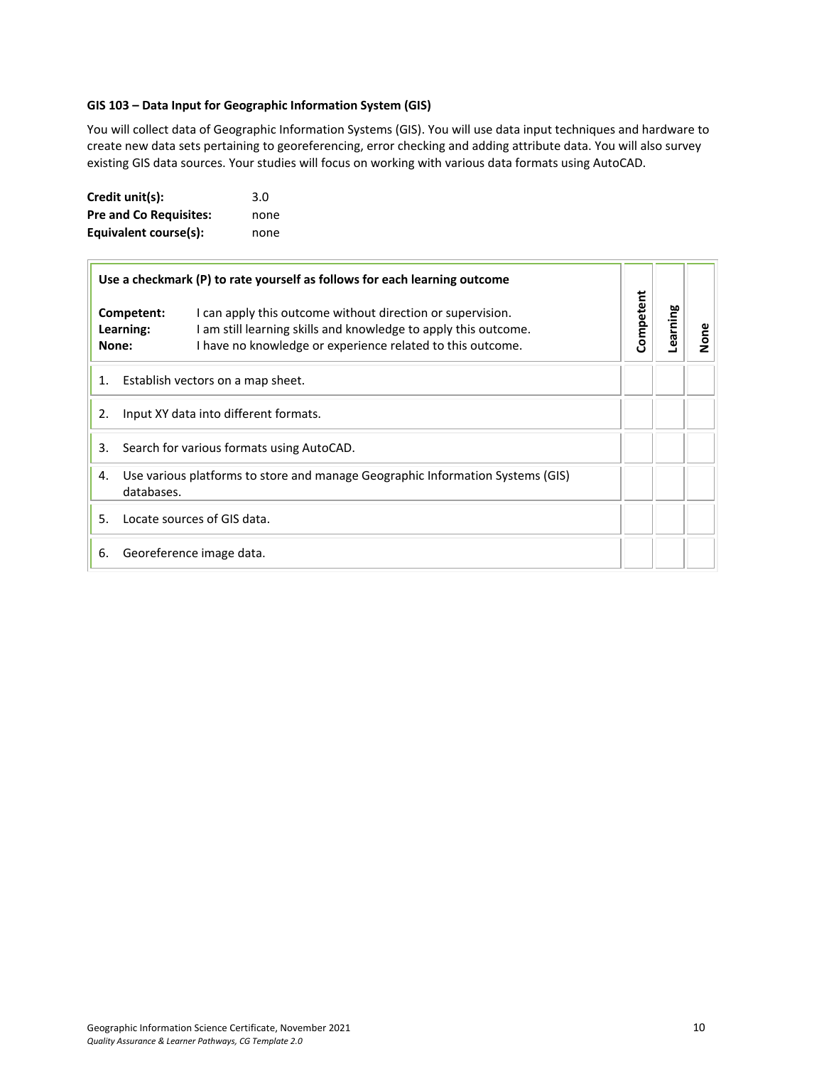**GIS 103 – Data Input for Geographic Information System (GIS)**

You will collect data of Geographic Information Systems (GIS). You will use data input techniques and hardware to create new data sets pertaining to georeferencing, error checking and adding attribute data. You will also survey existing GIS data sources. Your studies will focus on working with various data formats using AutoCAD.

**Credit unit(s):** 3.0
**Pre and Co Requisites:** none
**Equivalent course(s):** none

| **Use a checkmark (P) to rate yourself as follows for each learning outcome**<br><br>**Competent:** I can apply this outcome without direction or supervision.<br>**Learning:** I am still learning skills and knowledge to apply this outcome.<br>**None:** I have no knowledge or experience related to this outcome. | **Competent** | **Learning** | **None** |
|---|---|---|---|
| 1. Establish vectors on a map sheet. | | | |
| 2. Input XY data into different formats. | | | |
| 3. Search for various formats using AutoCAD. | | | |
| 4. Use various platforms to store and manage Geographic Information Systems (GIS) databases. | | | |
| 5. Locate sources of GIS data. | | | |
| 6. Georeference image data. | | | |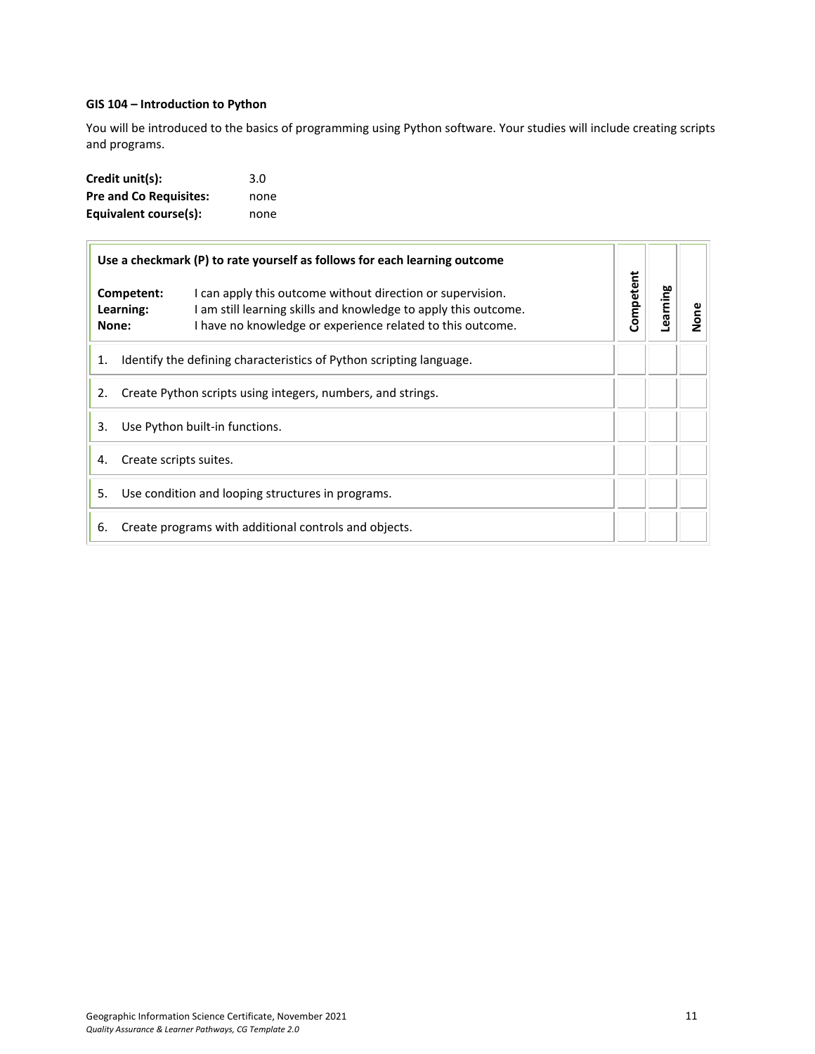**GIS 104 – Introduction to Python**

You will be introduced to the basics of programming using Python software. Your studies will include creating scripts and programs.

**Credit unit(s):** 3.0
**Pre and Co Requisites:** none
**Equivalent course(s):** none

| **Use a checkmark (P) to rate yourself as follows for each learning outcome**<br><br>**Competent:** I can apply this outcome without direction or supervision.<br>**Learning:** I am still learning skills and knowledge to apply this outcome.<br>**None:** I have no knowledge or experience related to this outcome. | **Competent** | **Learning** | **None** |
|---|---|---|---|
| 1. Identify the defining characteristics of Python scripting language. | | | |
| 2. Create Python scripts using integers, numbers, and strings. | | | |
| 3. Use Python built-in functions. | | | |
| 4. Create scripts suites. | | | |
| 5. Use condition and looping structures in programs. | | | |
| 6. Create programs with additional controls and objects. | | | |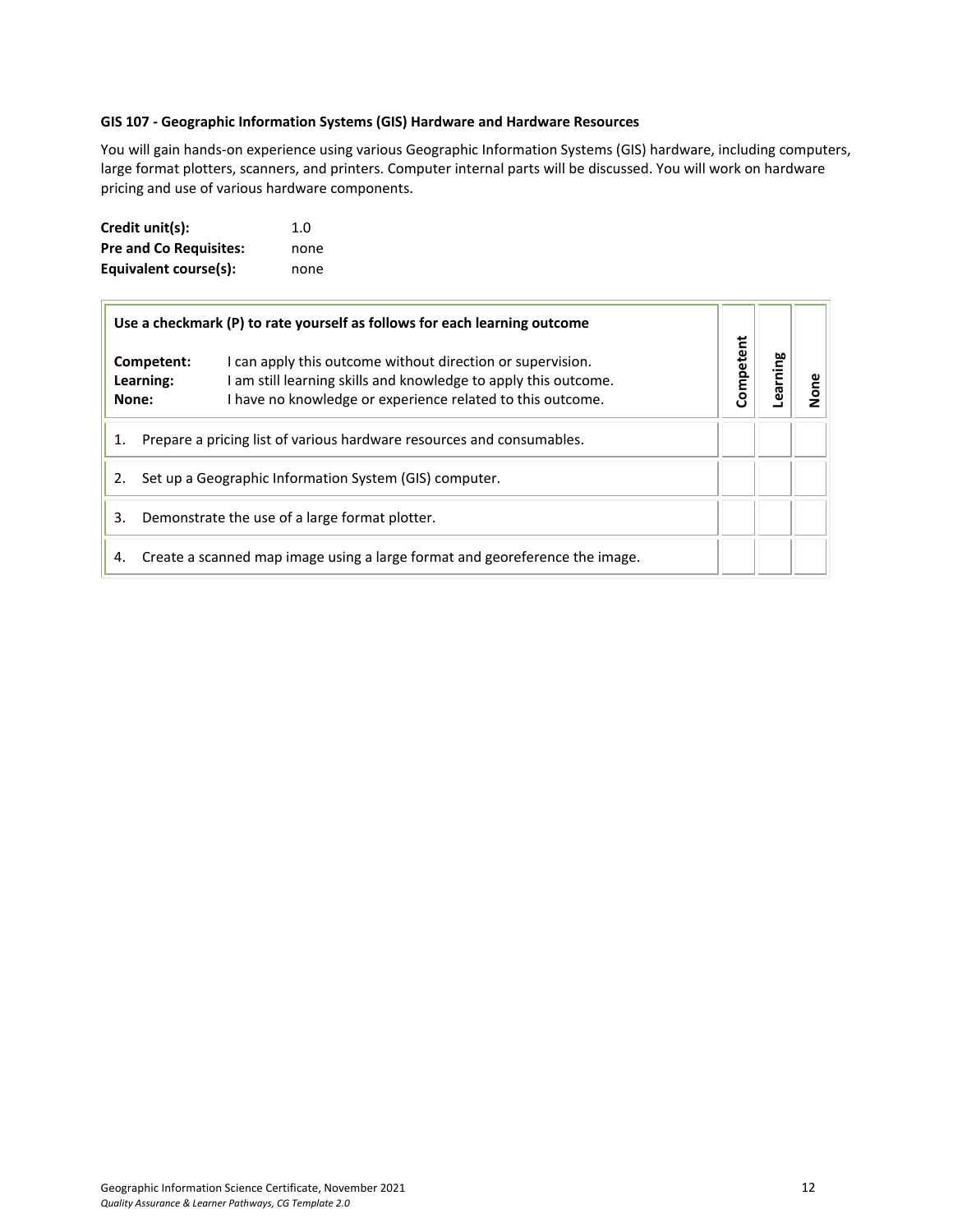**GIS 107 - Geographic Information Systems (GIS) Hardware and Hardware Resources**

You will gain hands-on experience using various Geographic Information Systems (GIS) hardware, including computers, large format plotters, scanners, and printers. Computer internal parts will be discussed. You will work on hardware pricing and use of various hardware components.

**Credit unit(s):** 1.0
**Pre and Co Requisites:** none
**Equivalent course(s):** none

| **Use a checkmark (P) to rate yourself as follows for each learning outcome**<br><br>**Competent:** I can apply this outcome without direction or supervision.<br>**Learning:** I am still learning skills and knowledge to apply this outcome.<br>**None:** I have no knowledge or experience related to this outcome. | Competent | Learning | None |
|---|---|---|---|
| 1. Prepare a pricing list of various hardware resources and consumables. | | | |
| 2. Set up a Geographic Information System (GIS) computer. | | | |
| 3. Demonstrate the use of a large format plotter. | | | |
| 4. Create a scanned map image using a large format and georeference the image. | | | |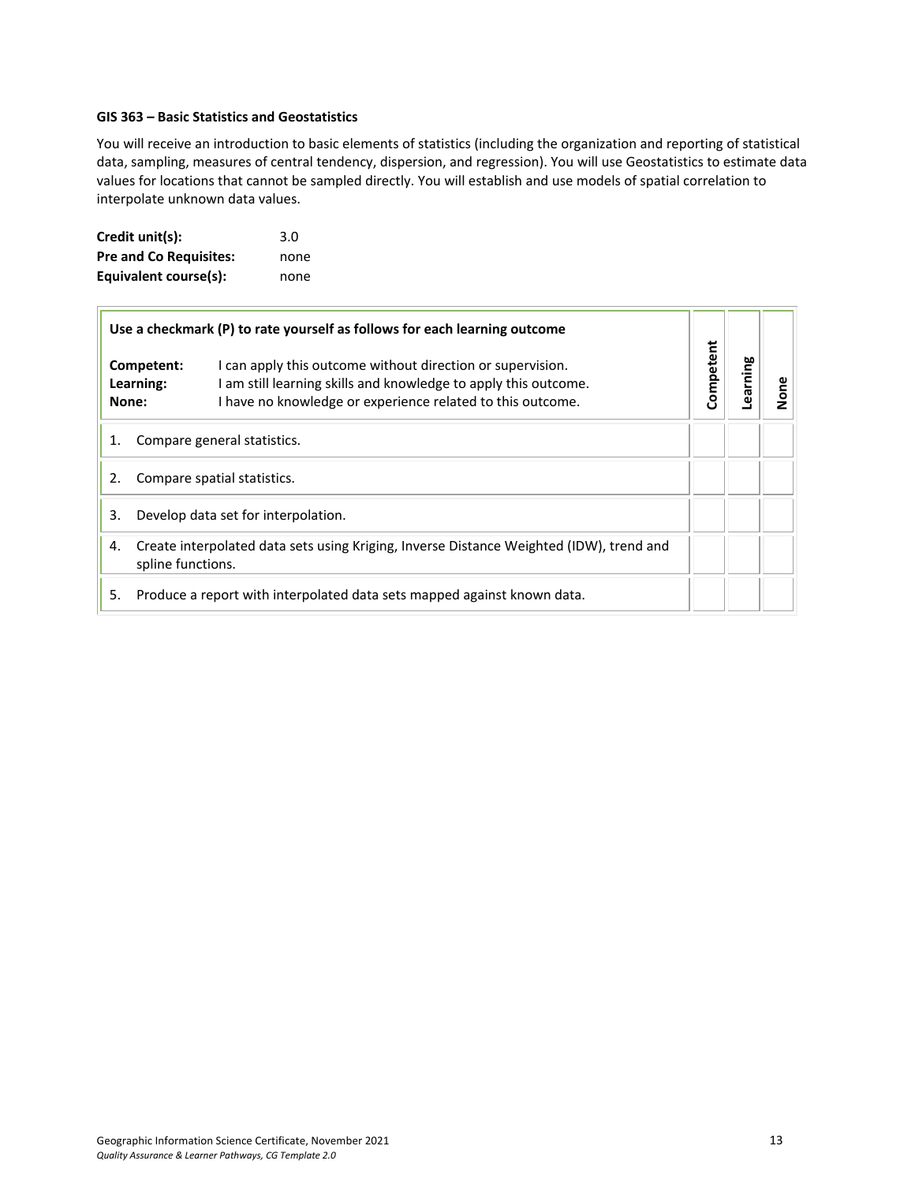**GIS 363 – Basic Statistics and Geostatistics**

You will receive an introduction to basic elements of statistics (including the organization and reporting of statistical data, sampling, measures of central tendency, dispersion, and regression). You will use Geostatistics to estimate data values for locations that cannot be sampled directly. You will establish and use models of spatial correlation to interpolate unknown data values.

**Credit unit(s):** 3.0
**Pre and Co Requisites:** none
**Equivalent course(s):** none

| **Use a checkmark (P) to rate yourself as follows for each learning outcome**<br><br>**Competent:** I can apply this outcome without direction or supervision.<br>**Learning:** I am still learning skills and knowledge to apply this outcome.<br>**None:** I have no knowledge or experience related to this outcome. | **Competent** | **Learning** | **None** |
|---|---|---|---|
| 1. Compare general statistics. | | | |
| 2. Compare spatial statistics. | | | |
| 3. Develop data set for interpolation. | | | |
| 4. Create interpolated data sets using Kriging, Inverse Distance Weighted (IDW), trend and spline functions. | | | |
| 5. Produce a report with interpolated data sets mapped against known data. | | | |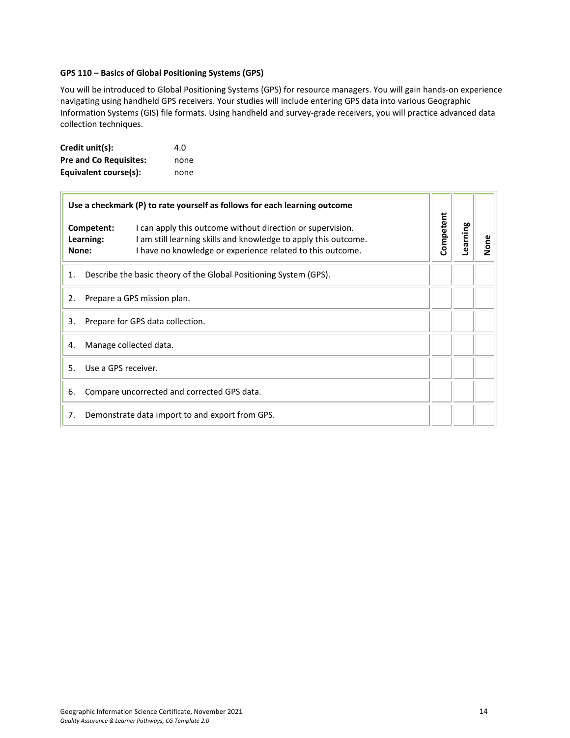### GPS 110 – Basics of Global Positioning Systems (GPS)

You will be introduced to Global Positioning Systems (GPS) for resource managers. You will gain hands-on experience navigating using handheld GPS receivers. Your studies will include entering GPS data into various Geographic Information Systems (GIS) file formats. Using handheld and survey-grade receivers, you will practice advanced data collection techniques.

**Credit unit(s):** 4.0
**Pre and Co Requisites:** none
**Equivalent course(s):** none

| **Use a checkmark (P) to rate yourself as follows for each learning outcome**<br><br>**Competent:** I can apply this outcome without direction or supervision.<br>**Learning:** I am still learning skills and knowledge to apply this outcome.<br>**None:** I have no knowledge or experience related to this outcome. | **Competent** | **Learning** | **None** |
|---|---|---|---|
| 1. Describe the basic theory of the Global Positioning System (GPS). | | | |
| 2. Prepare a GPS mission plan. | | | |
| 3. Prepare for GPS data collection. | | | |
| 4. Manage collected data. | | | |
| 5. Use a GPS receiver. | | | |
| 6. Compare uncorrected and corrected GPS data. | | | |
| 7. Demonstrate data import to and export from GPS. | | | |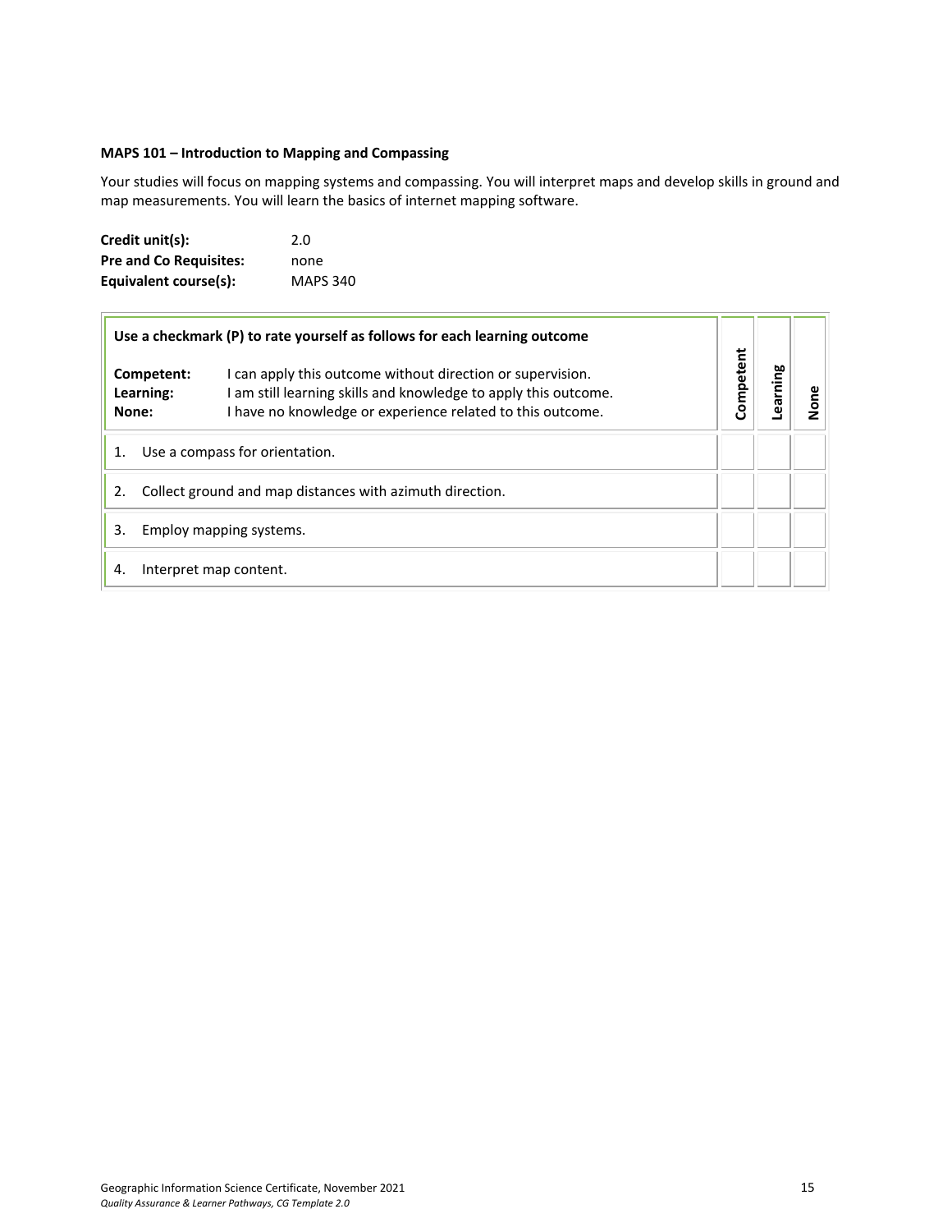**MAPS 101 – Introduction to Mapping and Compassing**

Your studies will focus on mapping systems and compassing. You will interpret maps and develop skills in ground and map measurements. You will learn the basics of internet mapping software.

**Credit unit(s):** 2.0
**Pre and Co Requisites:** none
**Equivalent course(s):** MAPS 340

| Use a checkmark (P) to rate yourself as follows for each learning outcome<br><br>**Competent:** I can apply this outcome without direction or supervision.<br>**Learning:** I am still learning skills and knowledge to apply this outcome.<br>**None:** I have no knowledge or experience related to this outcome. | Competent | Learning | None |
|---|---|---|---|
| 1. Use a compass for orientation. | | | |
| 2. Collect ground and map distances with azimuth direction. | | | |
| 3. Employ mapping systems. | | | |
| 4. Interpret map content. | | | |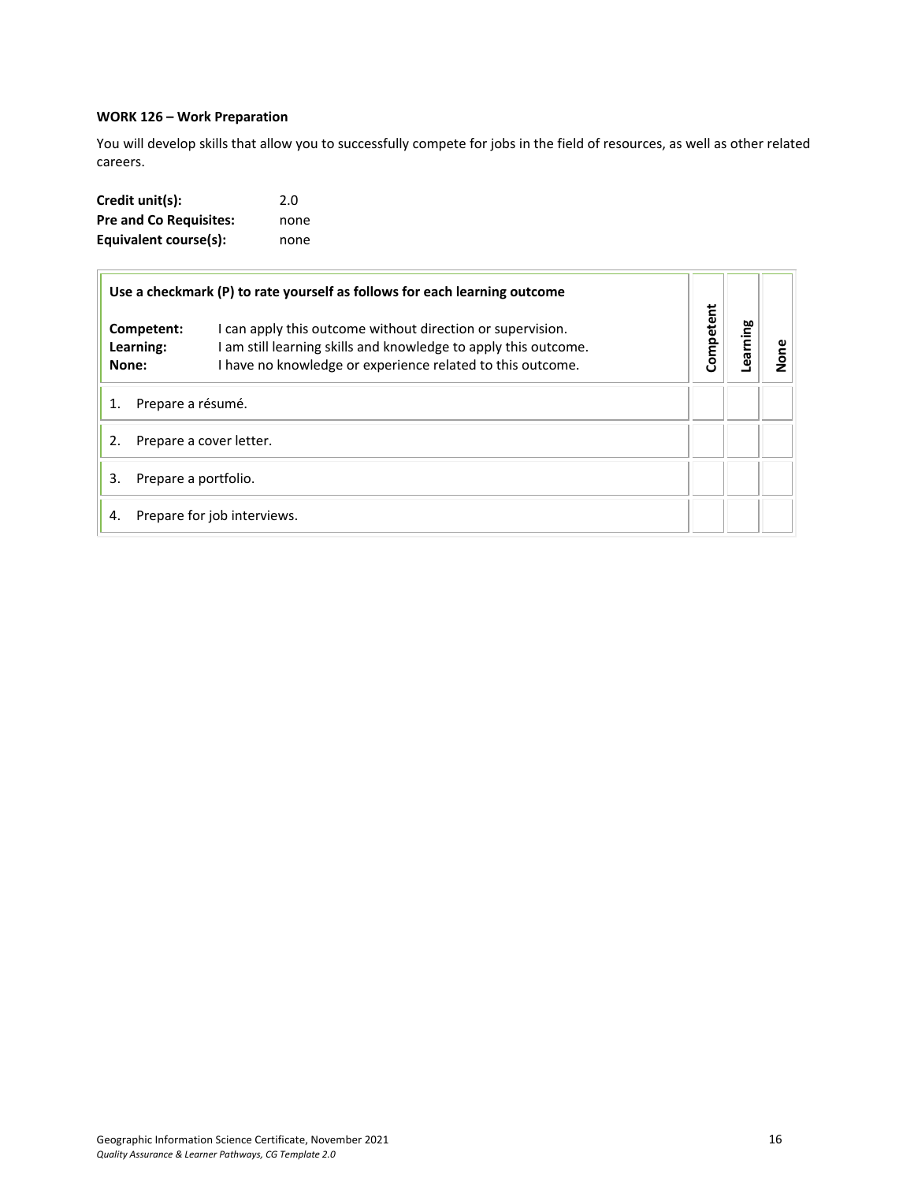**WORK 126 – Work Preparation**

You will develop skills that allow you to successfully compete for jobs in the field of resources, as well as other related careers.

| | |
|---|---|
| **Credit unit(s):** | 2.0 |
| **Pre and Co Requisites:** | none |
| **Equivalent course(s):** | none |

| **Use a checkmark (P) to rate yourself as follows for each learning outcome**<br><br>**Competent:** I can apply this outcome without direction or supervision.<br>**Learning:** I am still learning skills and knowledge to apply this outcome.<br>**None:** I have no knowledge or experience related to this outcome. | **Competent** | **Learning** | **None** |
|---|---|---|---|
| 1. Prepare a résumé. | | | |
| 2. Prepare a cover letter. | | | |
| 3. Prepare a portfolio. | | | |
| 4. Prepare for job interviews. | | | |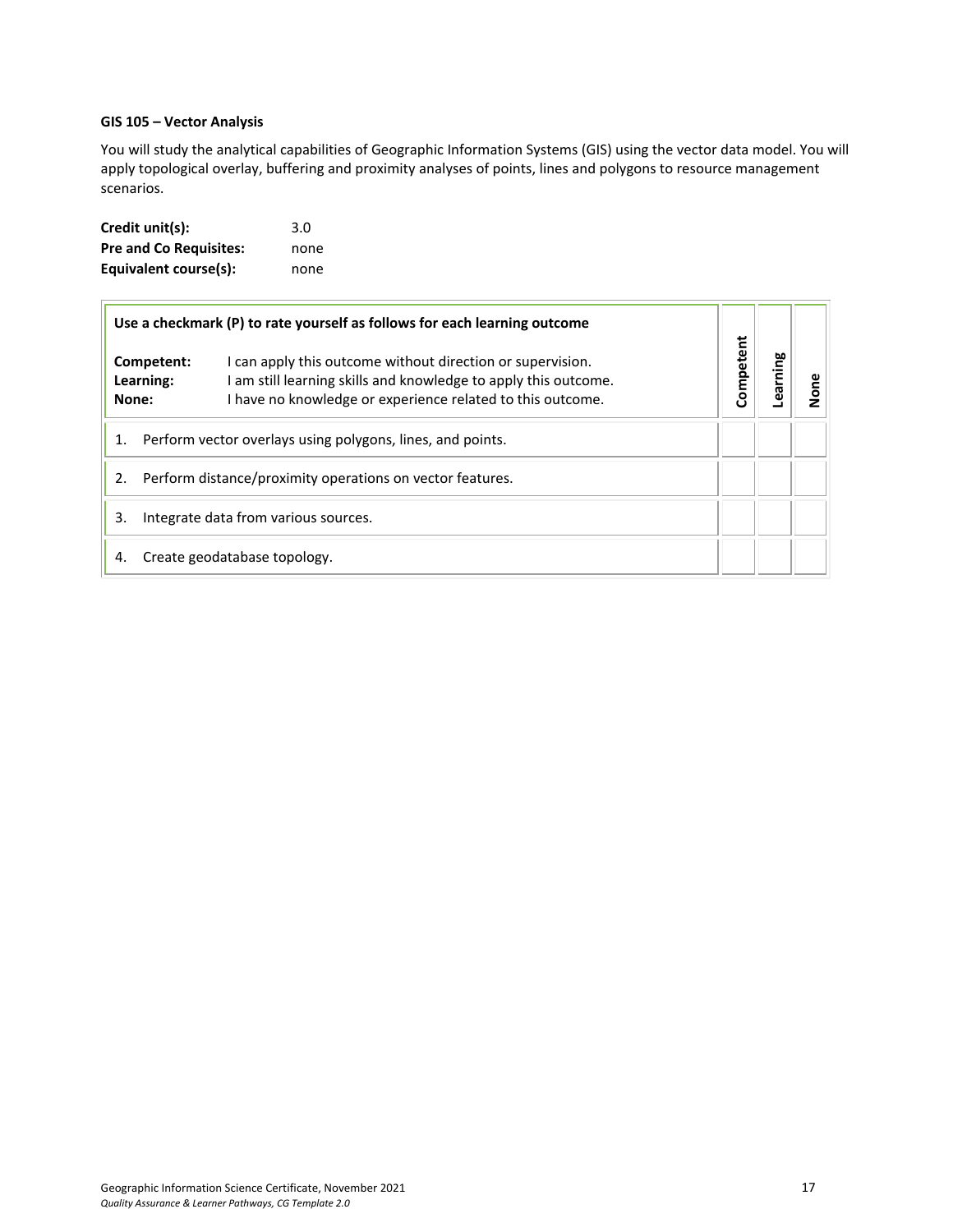**GIS 105 – Vector Analysis**

You will study the analytical capabilities of Geographic Information Systems (GIS) using the vector data model. You will apply topological overlay, buffering and proximity analyses of points, lines and polygons to resource management scenarios.

**Credit unit(s):** 3.0
**Pre and Co Requisites:** none
**Equivalent course(s):** none

| **Use a checkmark (P) to rate yourself as follows for each learning outcome**<br><br>**Competent:** I can apply this outcome without direction or supervision.<br>**Learning:** I am still learning skills and knowledge to apply this outcome.<br>**None:** I have no knowledge or experience related to this outcome. | **Competent** | **Learning** | **None** |
|---|---|---|---|
| 1. Perform vector overlays using polygons, lines, and points. | | | |
| 2. Perform distance/proximity operations on vector features. | | | |
| 3. Integrate data from various sources. | | | |
| 4. Create geodatabase topology. | | | |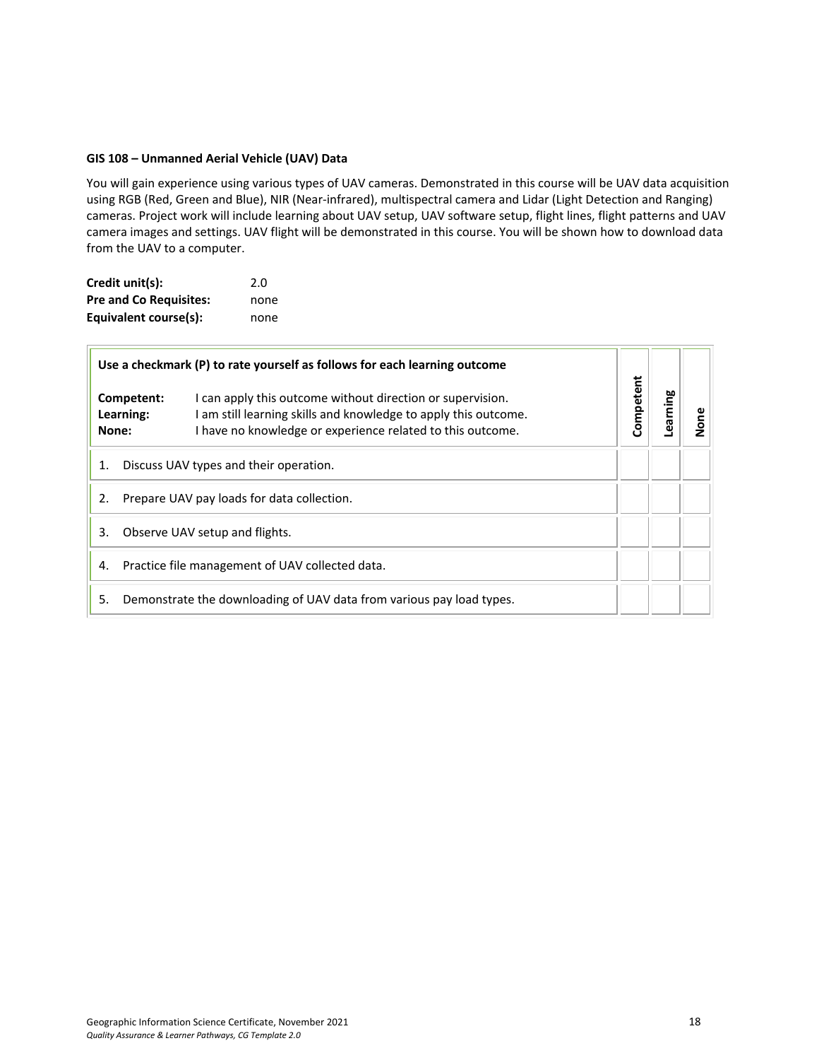**GIS 108 – Unmanned Aerial Vehicle (UAV) Data**

You will gain experience using various types of UAV cameras. Demonstrated in this course will be UAV data acquisition using RGB (Red, Green and Blue), NIR (Near-infrared), multispectral camera and Lidar (Light Detection and Ranging) cameras. Project work will include learning about UAV setup, UAV software setup, flight lines, flight patterns and UAV camera images and settings. UAV flight will be demonstrated in this course. You will be shown how to download data from the UAV to a computer.

**Credit unit(s):** 2.0
**Pre and Co Requisites:** none
**Equivalent course(s):** none

| **Use a checkmark (P) to rate yourself as follows for each learning outcome**<br><br>**Competent:** I can apply this outcome without direction or supervision.<br>**Learning:** I am still learning skills and knowledge to apply this outcome.<br>**None:** I have no knowledge or experience related to this outcome. | **Competent** | **Learning** | **None** |
|---|---|---|---|
| 1. Discuss UAV types and their operation. | | | |
| 2. Prepare UAV pay loads for data collection. | | | |
| 3. Observe UAV setup and flights. | | | |
| 4. Practice file management of UAV collected data. | | | |
| 5. Demonstrate the downloading of UAV data from various pay load types. | | | |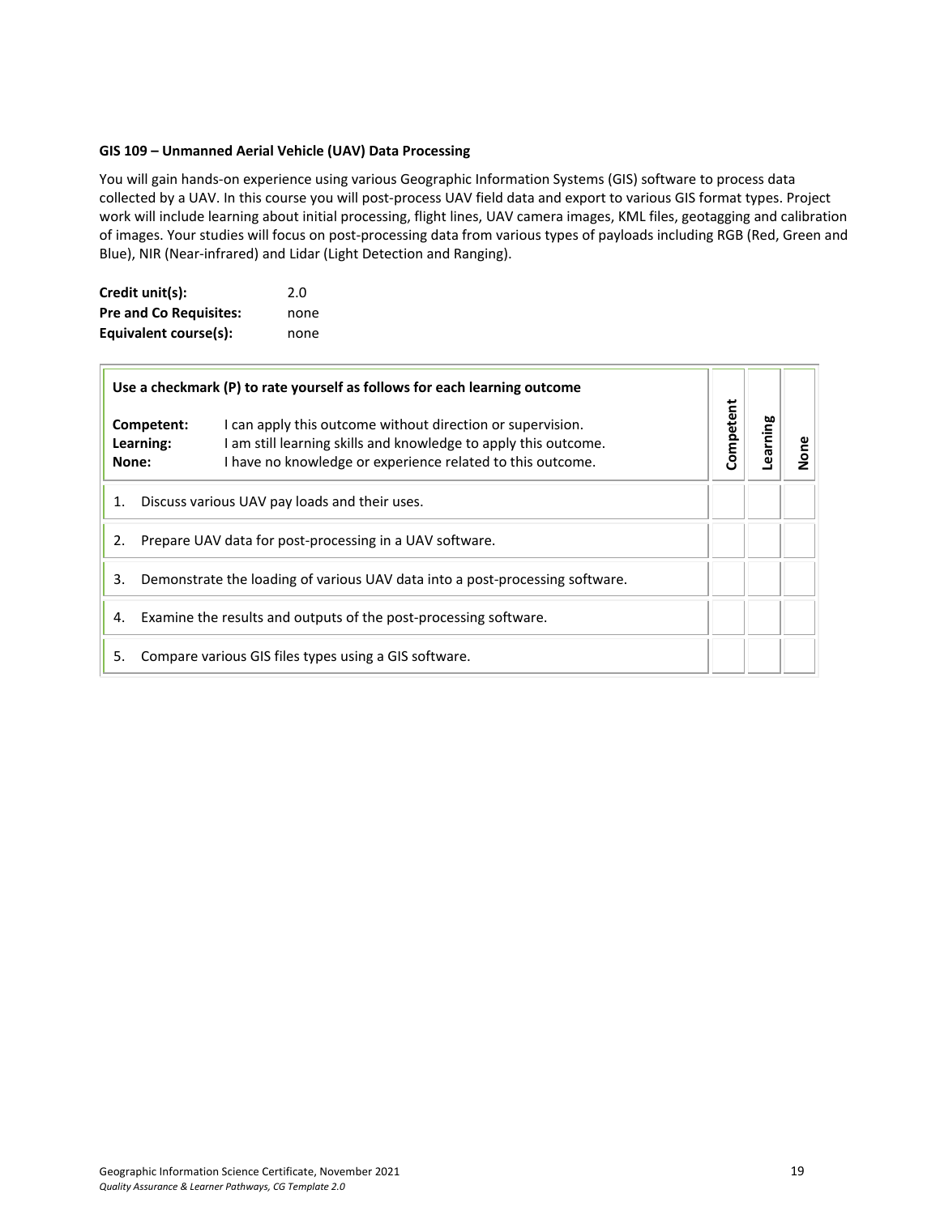**GIS 109 – Unmanned Aerial Vehicle (UAV) Data Processing**

You will gain hands-on experience using various Geographic Information Systems (GIS) software to process data collected by a UAV. In this course you will post-process UAV field data and export to various GIS format types. Project work will include learning about initial processing, flight lines, UAV camera images, KML files, geotagging and calibration of images. Your studies will focus on post-processing data from various types of payloads including RGB (Red, Green and Blue), NIR (Near-infrared) and Lidar (Light Detection and Ranging).

**Credit unit(s):** 2.0
**Pre and Co Requisites:** none
**Equivalent course(s):** none

| **Use a checkmark (P) to rate yourself as follows for each learning outcome**<br><br>**Competent:** I can apply this outcome without direction or supervision.<br>**Learning:** I am still learning skills and knowledge to apply this outcome.<br>**None:** I have no knowledge or experience related to this outcome. | **Competent** | **Learning** | **None** |
|---|---|---|---|
| 1. Discuss various UAV pay loads and their uses. | | | |
| 2. Prepare UAV data for post-processing in a UAV software. | | | |
| 3. Demonstrate the loading of various UAV data into a post-processing software. | | | |
| 4. Examine the results and outputs of the post-processing software. | | | |
| 5. Compare various GIS files types using a GIS software. | | | |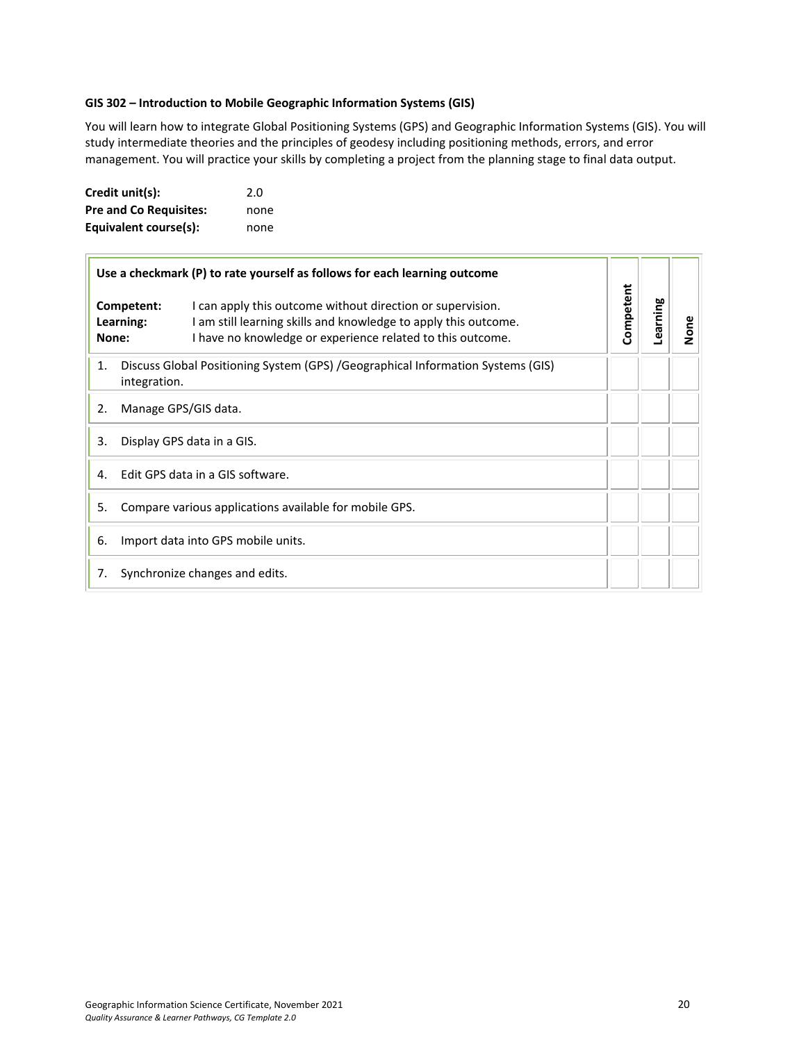**GIS 302 – Introduction to Mobile Geographic Information Systems (GIS)**

You will learn how to integrate Global Positioning Systems (GPS) and Geographic Information Systems (GIS). You will study intermediate theories and the principles of geodesy including positioning methods, errors, and error management. You will practice your skills by completing a project from the planning stage to final data output.

**Credit unit(s):** 2.0
**Pre and Co Requisites:** none
**Equivalent course(s):** none

| Use a checkmark (P) to rate yourself as follows for each learning outcome<br><br>**Competent:** I can apply this outcome without direction or supervision.<br>**Learning:** I am still learning skills and knowledge to apply this outcome.<br>**None:** I have no knowledge or experience related to this outcome. | Competent | Learning | None |
|---|---|---|---|
| 1. Discuss Global Positioning System (GPS) /Geographical Information Systems (GIS) integration. | | | |
| 2. Manage GPS/GIS data. | | | |
| 3. Display GPS data in a GIS. | | | |
| 4. Edit GPS data in a GIS software. | | | |
| 5. Compare various applications available for mobile GPS. | | | |
| 6. Import data into GPS mobile units. | | | |
| 7. Synchronize changes and edits. | | | |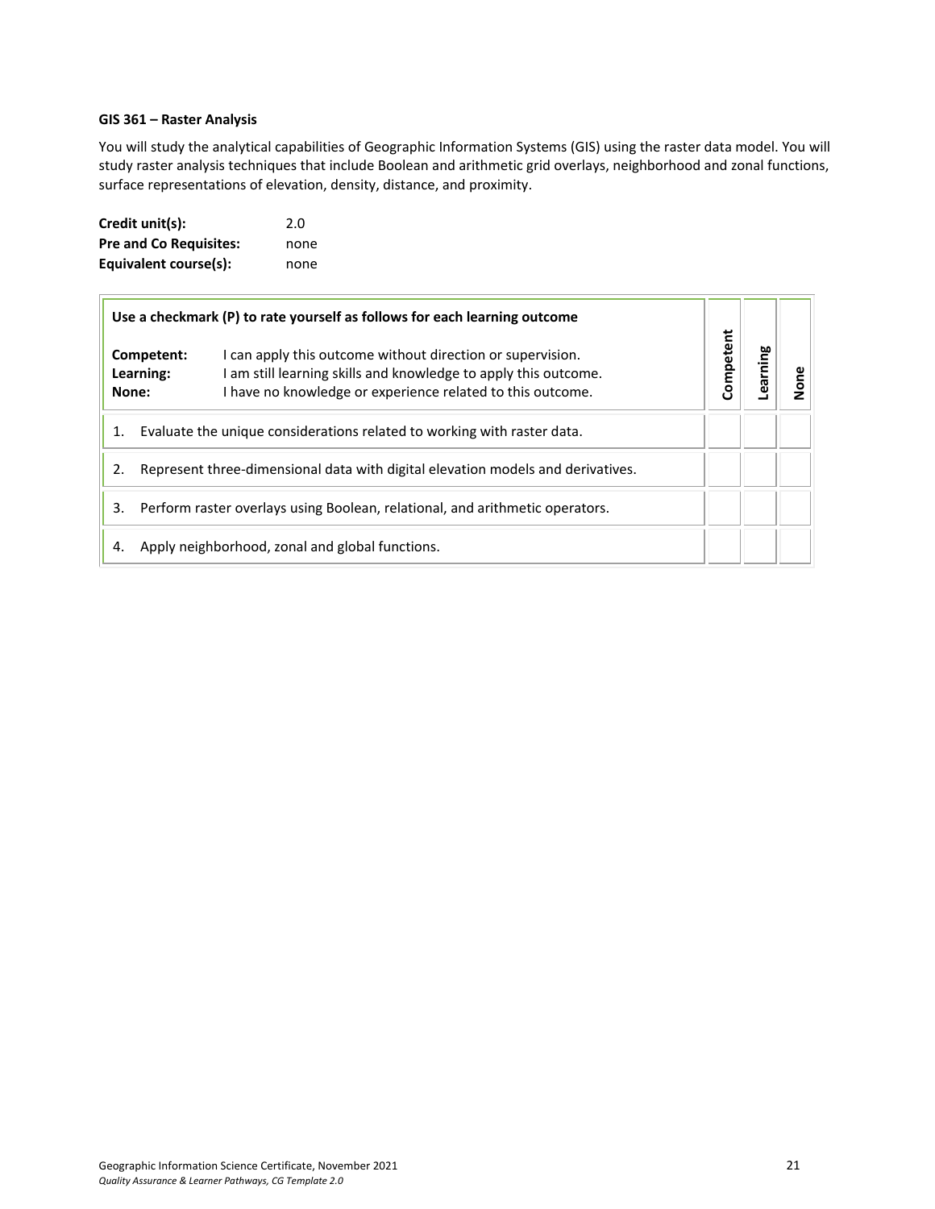**GIS 361 – Raster Analysis**

You will study the analytical capabilities of Geographic Information Systems (GIS) using the raster data model. You will study raster analysis techniques that include Boolean and arithmetic grid overlays, neighborhood and zonal functions, surface representations of elevation, density, distance, and proximity.

**Credit unit(s):** 2.0
**Pre and Co Requisites:** none
**Equivalent course(s):** none

| **Use a checkmark (P) to rate yourself as follows for each learning outcome**<br>**Competent:** I can apply this outcome without direction or supervision.<br>**Learning:** I am still learning skills and knowledge to apply this outcome.<br>**None:** I have no knowledge or experience related to this outcome. | **Competent** | **Learning** | **None** |
|---|---|---|---|
| 1. Evaluate the unique considerations related to working with raster data. | | | |
| 2. Represent three-dimensional data with digital elevation models and derivatives. | | | |
| 3. Perform raster overlays using Boolean, relational, and arithmetic operators. | | | |
| 4. Apply neighborhood, zonal and global functions. | | | |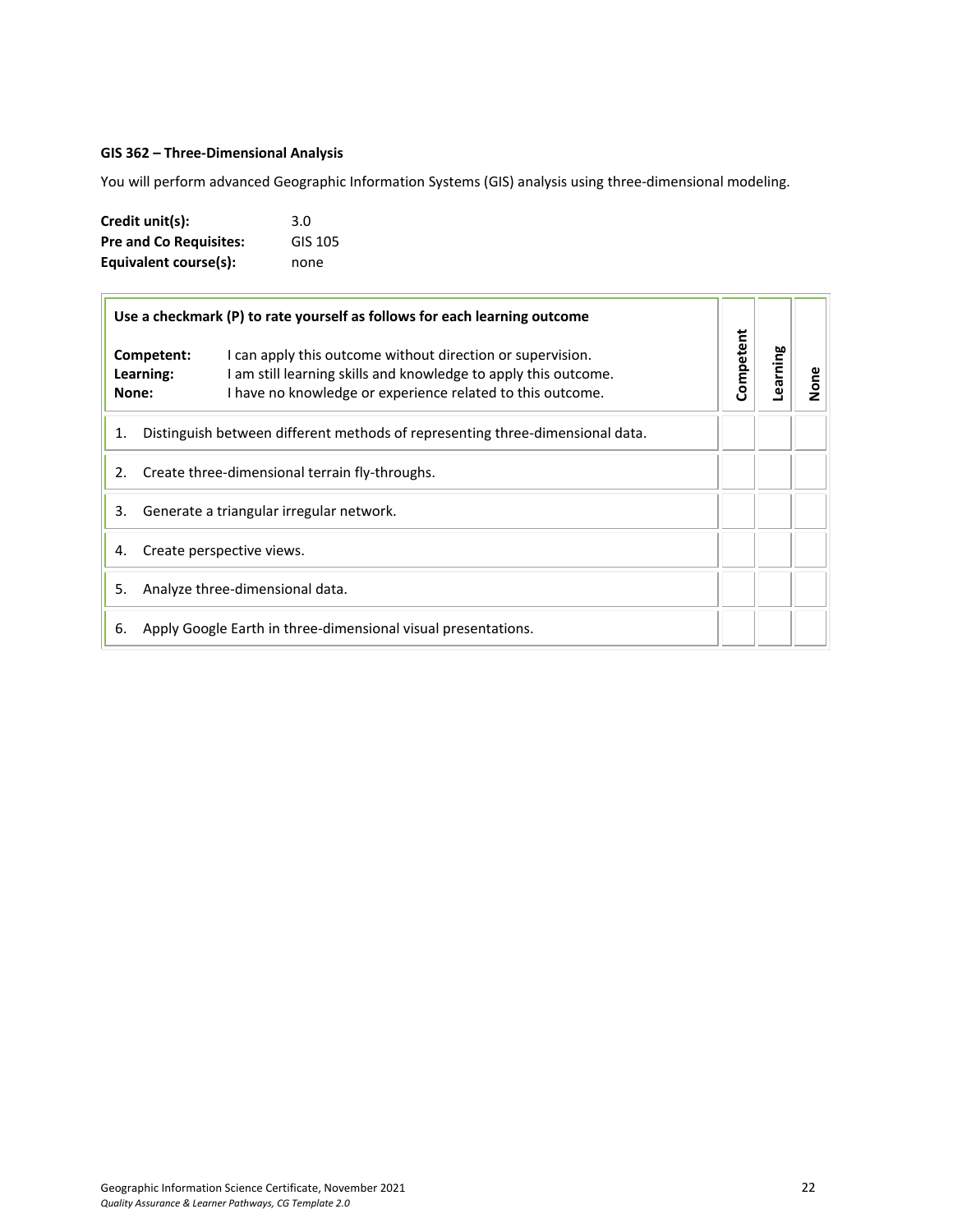**GIS 362 – Three-Dimensional Analysis**

You will perform advanced Geographic Information Systems (GIS) analysis using three-dimensional modeling.

**Credit unit(s):** 3.0
**Pre and Co Requisites:** GIS 105
**Equivalent course(s):** none

| **Use a checkmark (P) to rate yourself as follows for each learning outcome**<br><br>**Competent:** I can apply this outcome without direction or supervision.<br>**Learning:** I am still learning skills and knowledge to apply this outcome.<br>**None:** I have no knowledge or experience related to this outcome. | **Competent** | **Learning** | **None** |
|---|---|---|---|
| 1. Distinguish between different methods of representing three-dimensional data. | | | |
| 2. Create three-dimensional terrain fly-throughs. | | | |
| 3. Generate a triangular irregular network. | | | |
| 4. Create perspective views. | | | |
| 5. Analyze three-dimensional data. | | | |
| 6. Apply Google Earth in three-dimensional visual presentations. | | | |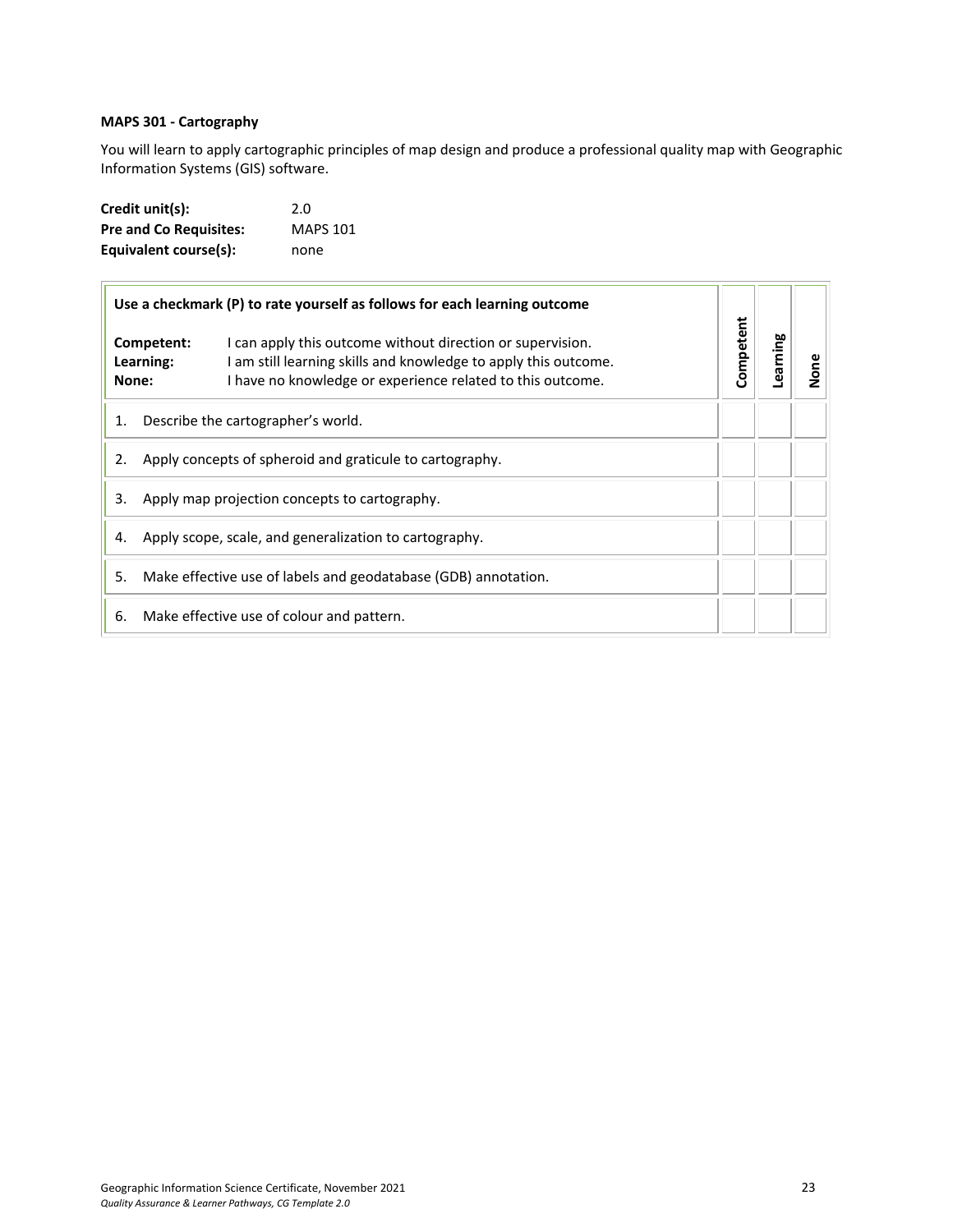**MAPS 301 - Cartography**

You will learn to apply cartographic principles of map design and produce a professional quality map with Geographic Information Systems (GIS) software.

**Credit unit(s):** 2.0
**Pre and Co Requisites:** MAPS 101
**Equivalent course(s):** none

| Use a checkmark (P) to rate yourself as follows for each learning outcome<br><br>**Competent:** I can apply this outcome without direction or supervision.<br>**Learning:** I am still learning skills and knowledge to apply this outcome.<br>**None:** I have no knowledge or experience related to this outcome. | Competent | Learning | None |
|---|---|---|---|
| 1. Describe the cartographer's world. | | | |
| 2. Apply concepts of spheroid and graticule to cartography. | | | |
| 3. Apply map projection concepts to cartography. | | | |
| 4. Apply scope, scale, and generalization to cartography. | | | |
| 5. Make effective use of labels and geodatabase (GDB) annotation. | | | |
| 6. Make effective use of colour and pattern. | | | |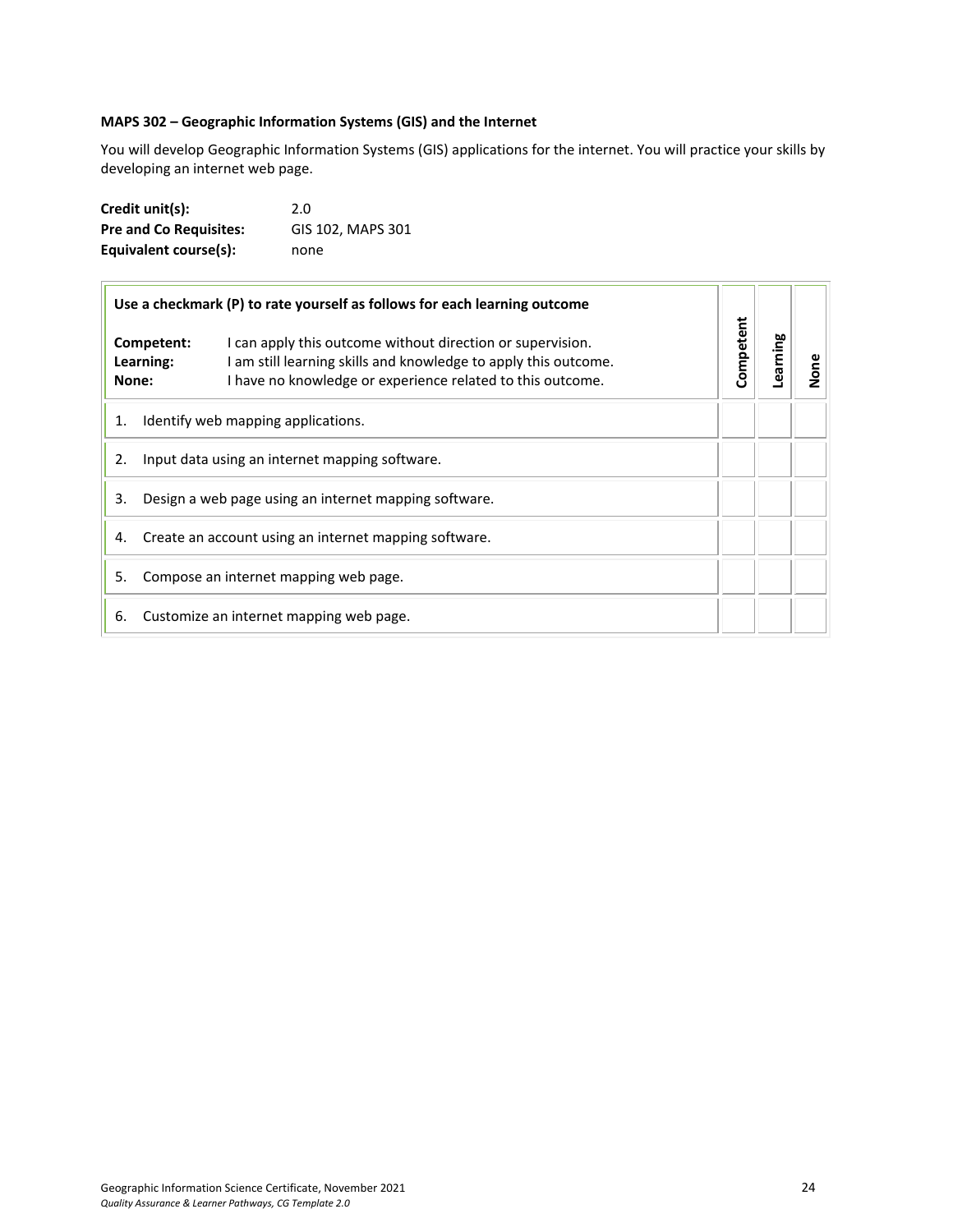**MAPS 302 – Geographic Information Systems (GIS) and the Internet**

You will develop Geographic Information Systems (GIS) applications for the internet. You will practice your skills by developing an internet web page.

**Credit unit(s):** 2.0
**Pre and Co Requisites:** GIS 102, MAPS 301
**Equivalent course(s):** none

| **Use a checkmark (P) to rate yourself as follows for each learning outcome**<br><br>**Competent:** I can apply this outcome without direction or supervision.<br>**Learning:** I am still learning skills and knowledge to apply this outcome.<br>**None:** I have no knowledge or experience related to this outcome. | **Competent** | **Learning** | **None** |
|---|---|---|---|
| 1. Identify web mapping applications. | | | |
| 2. Input data using an internet mapping software. | | | |
| 3. Design a web page using an internet mapping software. | | | |
| 4. Create an account using an internet mapping software. | | | |
| 5. Compose an internet mapping web page. | | | |
| 6. Customize an internet mapping web page. | | | |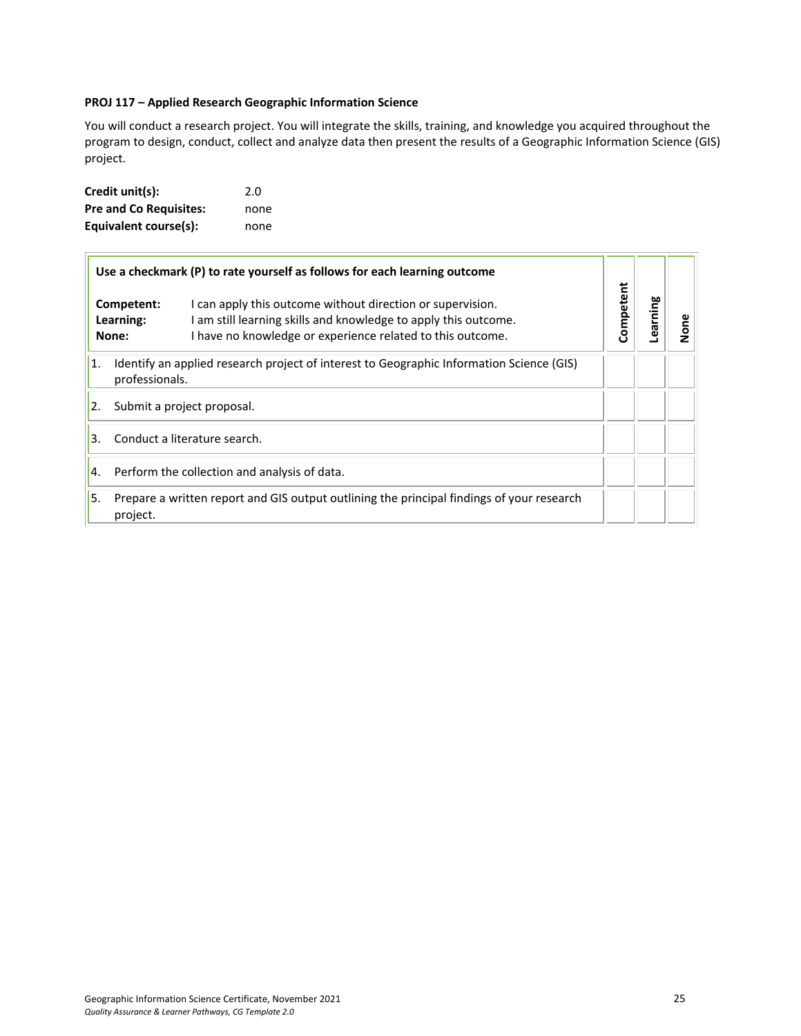**PROJ 117 – Applied Research Geographic Information Science**

You will conduct a research project. You will integrate the skills, training, and knowledge you acquired throughout the program to design, conduct, collect and analyze data then present the results of a Geographic Information Science (GIS) project.

**Credit unit(s):** 2.0
**Pre and Co Requisites:** none
**Equivalent course(s):** none

| **Use a checkmark (P) to rate yourself as follows for each learning outcome**<br><br>**Competent:** I can apply this outcome without direction or supervision.<br>**Learning:** I am still learning skills and knowledge to apply this outcome.<br>**None:** I have no knowledge or experience related to this outcome. | **Competent** | **Learning** | **None** |
|---|---|---|---|
| 1. Identify an applied research project of interest to Geographic Information Science (GIS) professionals. | | | |
| 2. Submit a project proposal. | | | |
| 3. Conduct a literature search. | | | |
| 4. Perform the collection and analysis of data. | | | |
| 5. Prepare a written report and GIS output outlining the principal findings of your research project. | | | |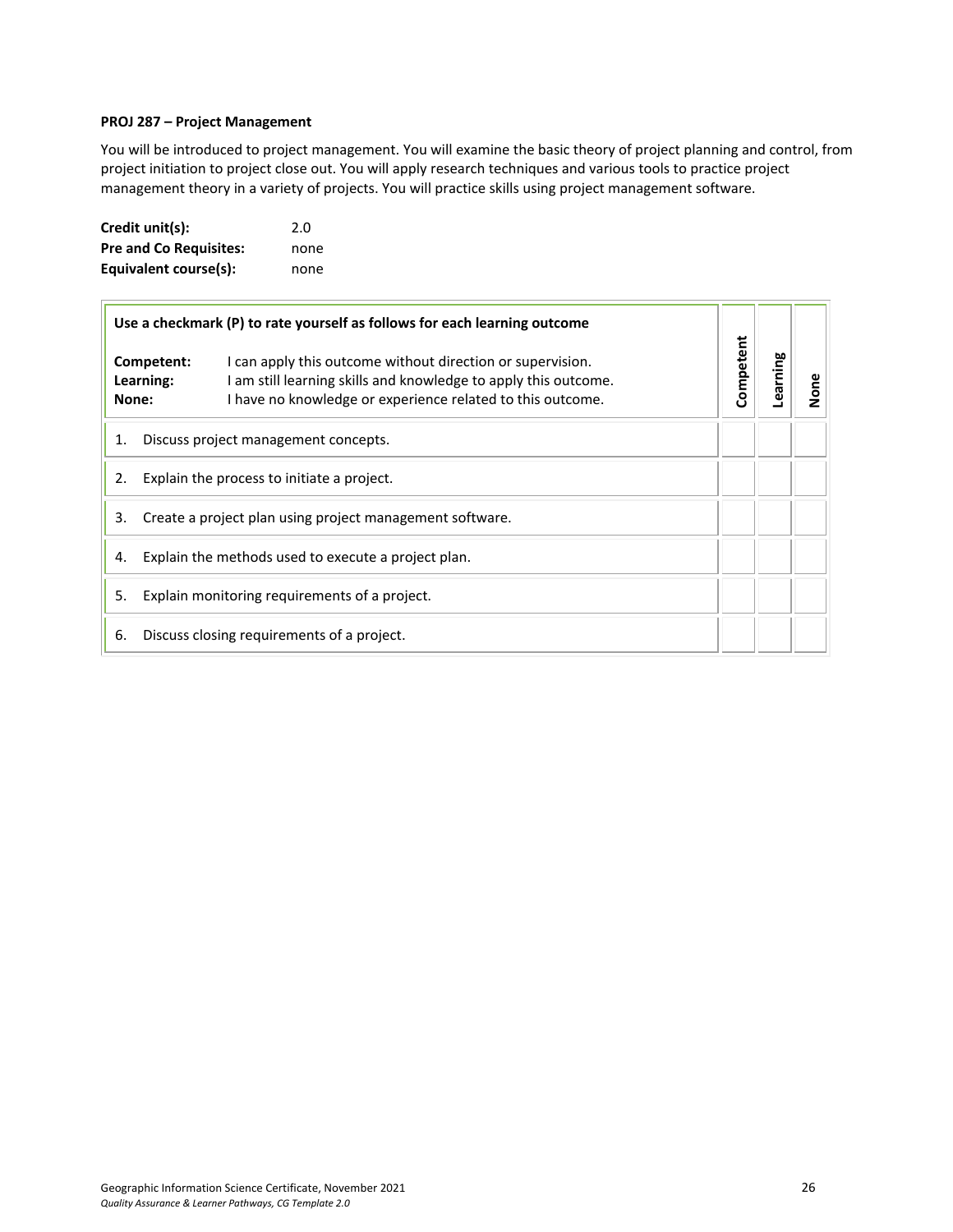**PROJ 287 – Project Management**

You will be introduced to project management. You will examine the basic theory of project planning and control, from project initiation to project close out. You will apply research techniques and various tools to practice project management theory in a variety of projects. You will practice skills using project management software.

**Credit unit(s):** 2.0
**Pre and Co Requisites:** none
**Equivalent course(s):** none

| **Use a checkmark (P) to rate yourself as follows for each learning outcome**<br><br>**Competent:** I can apply this outcome without direction or supervision.<br>**Learning:** I am still learning skills and knowledge to apply this outcome.<br>**None:** I have no knowledge or experience related to this outcome. | **Competent** | **Learning** | **None** |
|---|---|---|---|
| 1. Discuss project management concepts. | | | |
| 2. Explain the process to initiate a project. | | | |
| 3. Create a project plan using project management software. | | | |
| 4. Explain the methods used to execute a project plan. | | | |
| 5. Explain monitoring requirements of a project. | | | |
| 6. Discuss closing requirements of a project. | | | |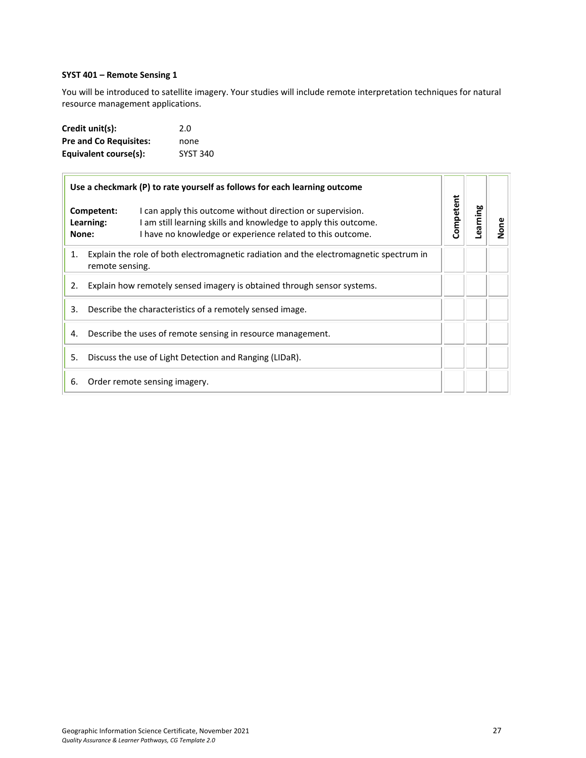**SYST 401 – Remote Sensing 1**

You will be introduced to satellite imagery. Your studies will include remote interpretation techniques for natural resource management applications.

**Credit unit(s):** 2.0
**Pre and Co Requisites:** none
**Equivalent course(s):** SYST 340

| **Use a checkmark (P) to rate yourself as follows for each learning outcome**<br><br>**Competent:** I can apply this outcome without direction or supervision.<br>**Learning:** I am still learning skills and knowledge to apply this outcome.<br>**None:** I have no knowledge or experience related to this outcome. | **Competent** | **Learning** | **None** |
|---|---|---|---|
| 1. Explain the role of both electromagnetic radiation and the electromagnetic spectrum in remote sensing. | | | |
| 2. Explain how remotely sensed imagery is obtained through sensor systems. | | | |
| 3. Describe the characteristics of a remotely sensed image. | | | |
| 4. Describe the uses of remote sensing in resource management. | | | |
| 5. Discuss the use of Light Detection and Ranging (LIDaR). | | | |
| 6. Order remote sensing imagery. | | | |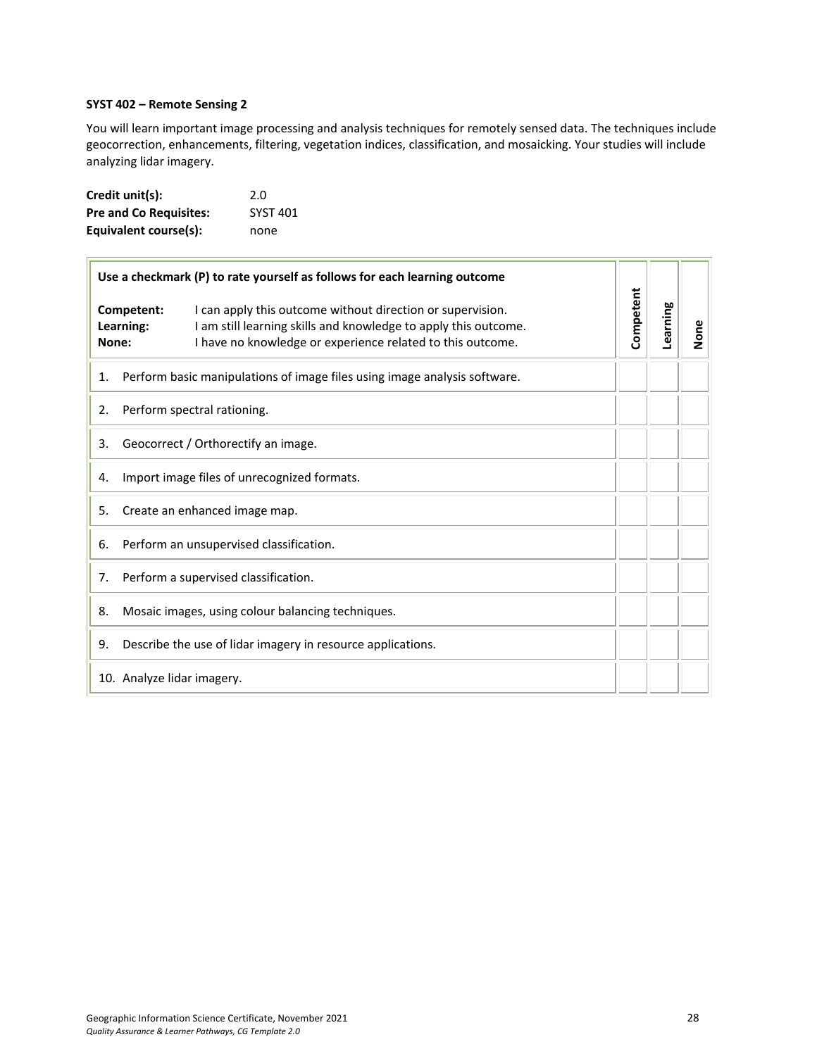**SYST 402 – Remote Sensing 2**

You will learn important image processing and analysis techniques for remotely sensed data. The techniques include geocorrection, enhancements, filtering, vegetation indices, classification, and mosaicking. Your studies will include analyzing lidar imagery.

**Credit unit(s):** 2.0
**Pre and Co Requisites:** SYST 401
**Equivalent course(s):** none

| **Use a checkmark (P) to rate yourself as follows for each learning outcome**<br>**Competent:** I can apply this outcome without direction or supervision.<br>**Learning:** I am still learning skills and knowledge to apply this outcome.<br>**None:** I have no knowledge or experience related to this outcome. | **Competent** | **Learning** | **None** |
|---|---|---|---|
| 1. Perform basic manipulations of image files using image analysis software. | | | |
| 2. Perform spectral rationing. | | | |
| 3. Geocorrect / Orthorectify an image. | | | |
| 4. Import image files of unrecognized formats. | | | |
| 5. Create an enhanced image map. | | | |
| 6. Perform an unsupervised classification. | | | |
| 7. Perform a supervised classification. | | | |
| 8. Mosaic images, using colour balancing techniques. | | | |
| 9. Describe the use of lidar imagery in resource applications. | | | |
| 10. Analyze lidar imagery. | | | |